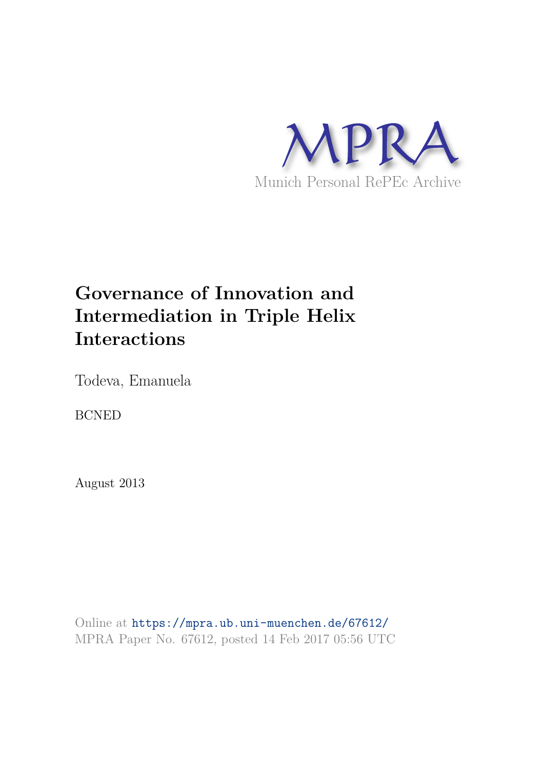MPRA

Munich Personal RePEc Archive

# Governance of Innovation and Intermediation in Triple Helix Interactions

Todeva, Emanuela

BCNED

August 2013

Online at https://mpra.ub.uni-muenchen.de/67612/
MPRA Paper No. 67612, posted 14 Feb 2017 05:56 UTC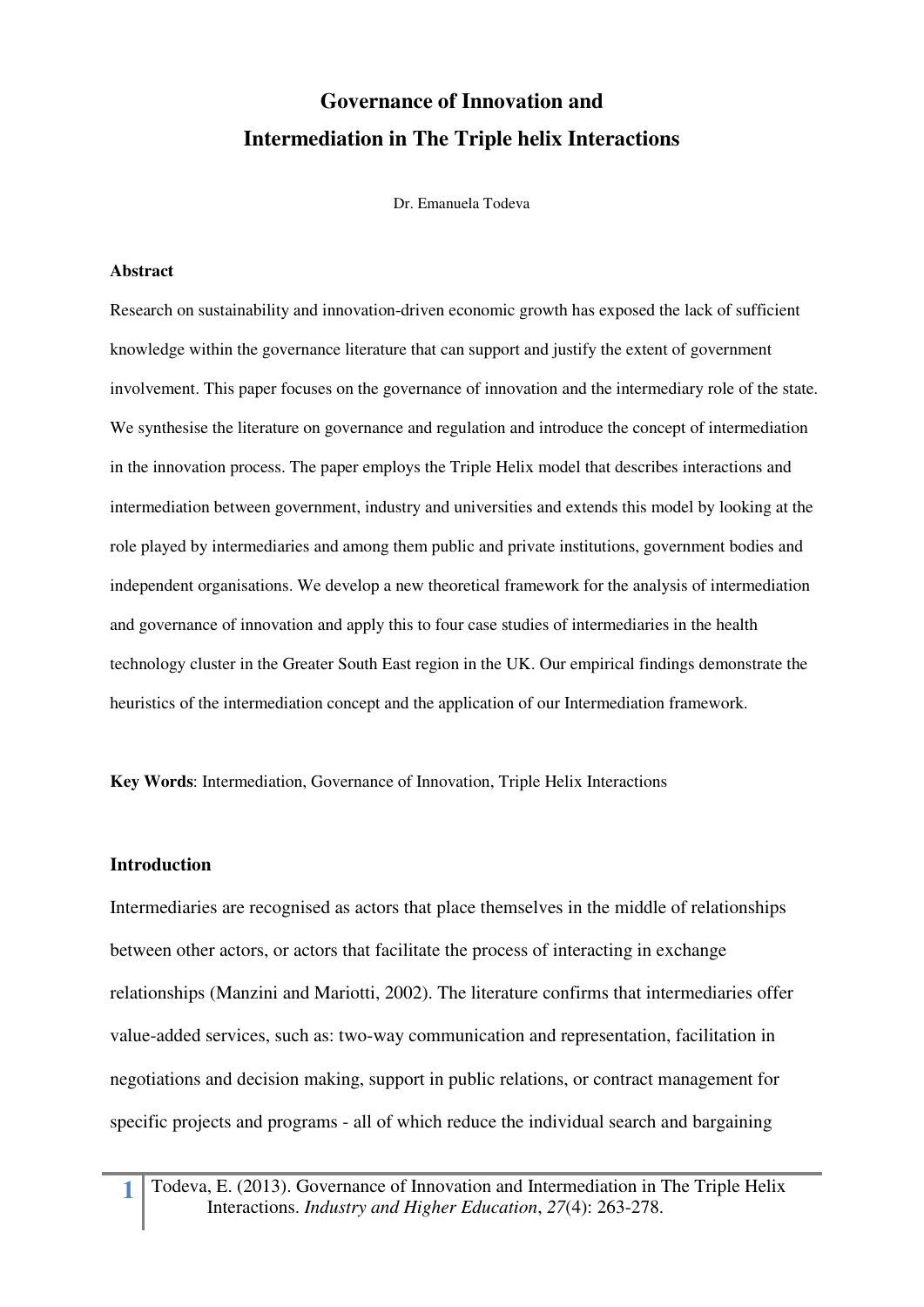# Governance of Innovation and Intermediation in The Triple helix Interactions

Dr. Emanuela Todeva

**Abstract**

Research on sustainability and innovation-driven economic growth has exposed the lack of sufficient knowledge within the governance literature that can support and justify the extent of government involvement. This paper focuses on the governance of innovation and the intermediary role of the state. We synthesise the literature on governance and regulation and introduce the concept of intermediation in the innovation process. The paper employs the Triple Helix model that describes interactions and intermediation between government, industry and universities and extends this model by looking at the role played by intermediaries and among them public and private institutions, government bodies and independent organisations. We develop a new theoretical framework for the analysis of intermediation and governance of innovation and apply this to four case studies of intermediaries in the health technology cluster in the Greater South East region in the UK. Our empirical findings demonstrate the heuristics of the intermediation concept and the application of our Intermediation framework.

**Key Words**: Intermediation, Governance of Innovation, Triple Helix Interactions

## Introduction

Intermediaries are recognised as actors that place themselves in the middle of relationships between other actors, or actors that facilitate the process of interacting in exchange relationships (Manzini and Mariotti, 2002). The literature confirms that intermediaries offer value-added services, such as: two-way communication and representation, facilitation in negotiations and decision making, support in public relations, or contract management for specific projects and programs - all of which reduce the individual search and bargaining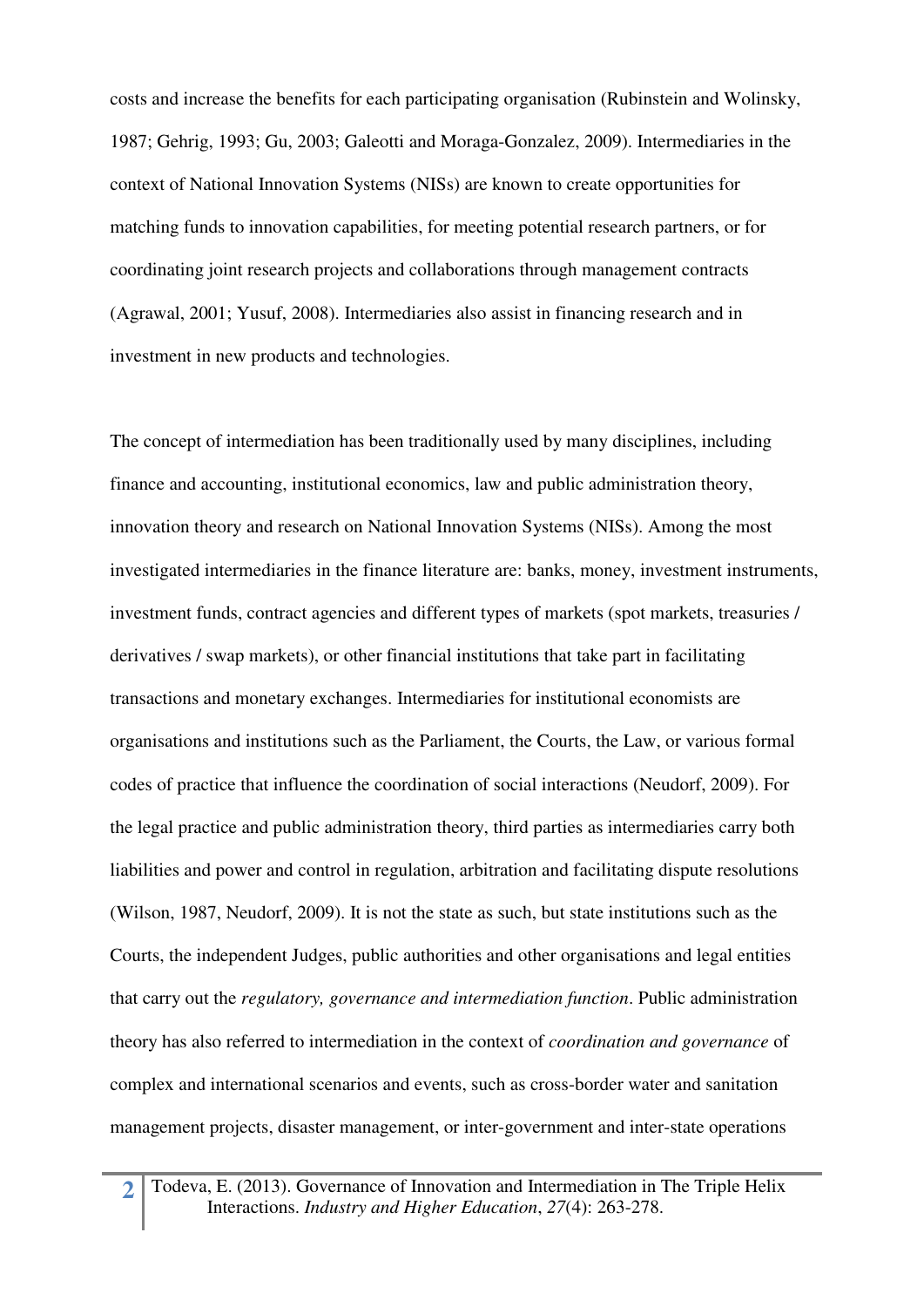costs and increase the benefits for each participating organisation (Rubinstein and Wolinsky, 1987; Gehrig, 1993; Gu, 2003; Galeotti and Moraga-Gonzalez, 2009). Intermediaries in the context of National Innovation Systems (NISs) are known to create opportunities for matching funds to innovation capabilities, for meeting potential research partners, or for coordinating joint research projects and collaborations through management contracts (Agrawal, 2001; Yusuf, 2008). Intermediaries also assist in financing research and in investment in new products and technologies.

The concept of intermediation has been traditionally used by many disciplines, including finance and accounting, institutional economics, law and public administration theory, innovation theory and research on National Innovation Systems (NISs). Among the most investigated intermediaries in the finance literature are: banks, money, investment instruments, investment funds, contract agencies and different types of markets (spot markets, treasuries / derivatives / swap markets), or other financial institutions that take part in facilitating transactions and monetary exchanges. Intermediaries for institutional economists are organisations and institutions such as the Parliament, the Courts, the Law, or various formal codes of practice that influence the coordination of social interactions (Neudorf, 2009). For the legal practice and public administration theory, third parties as intermediaries carry both liabilities and power and control in regulation, arbitration and facilitating dispute resolutions (Wilson, 1987, Neudorf, 2009). It is not the state as such, but state institutions such as the Courts, the independent Judges, public authorities and other organisations and legal entities that carry out the *regulatory, governance and intermediation function*. Public administration theory has also referred to intermediation in the context of *coordination and governance* of complex and international scenarios and events, such as cross-border water and sanitation management projects, disaster management, or inter-government and inter-state operations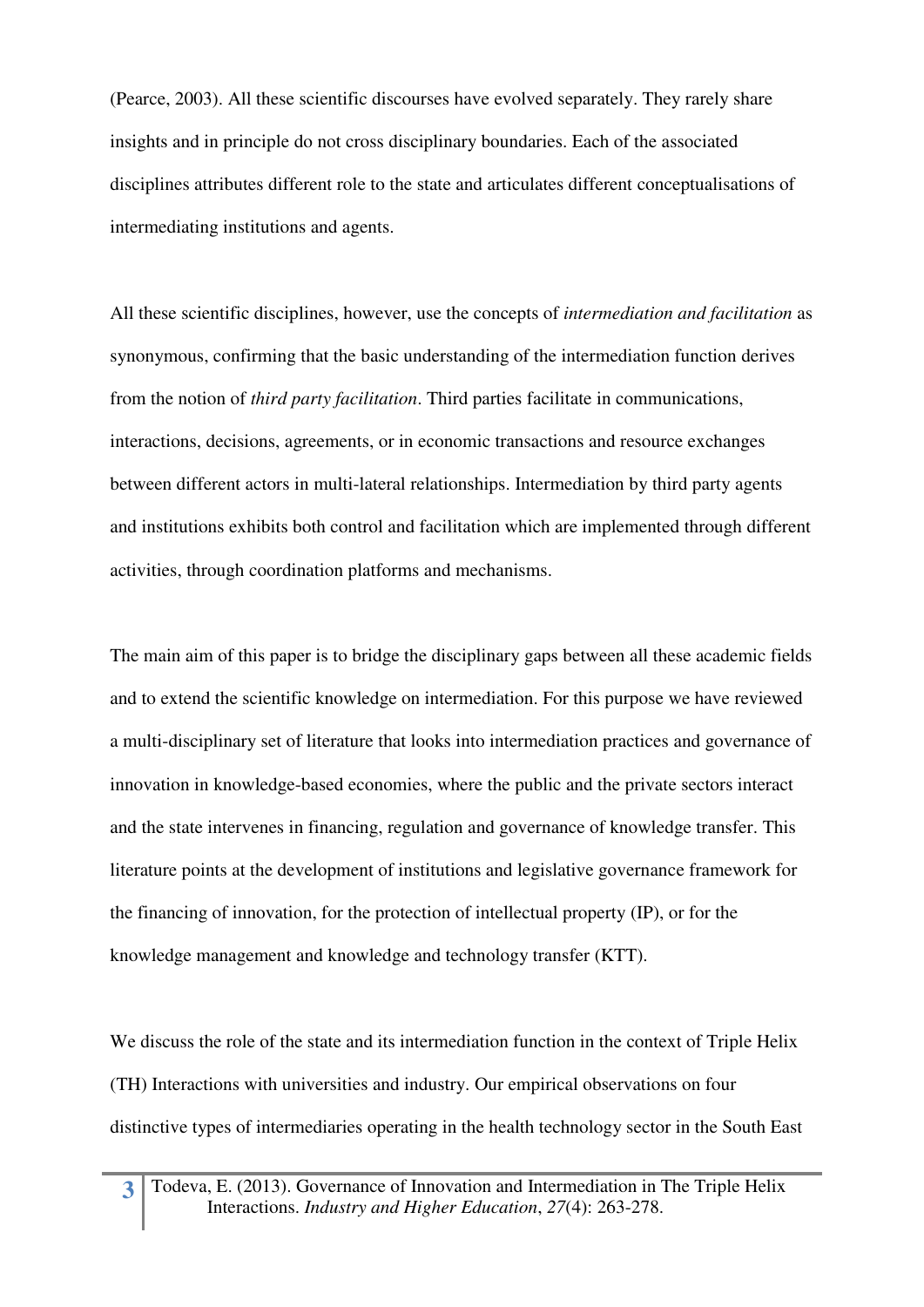(Pearce, 2003). All these scientific discourses have evolved separately. They rarely share insights and in principle do not cross disciplinary boundaries. Each of the associated disciplines attributes different role to the state and articulates different conceptualisations of intermediating institutions and agents.

All these scientific disciplines, however, use the concepts of *intermediation and facilitation* as synonymous, confirming that the basic understanding of the intermediation function derives from the notion of *third party facilitation*. Third parties facilitate in communications, interactions, decisions, agreements, or in economic transactions and resource exchanges between different actors in multi-lateral relationships. Intermediation by third party agents and institutions exhibits both control and facilitation which are implemented through different activities, through coordination platforms and mechanisms.

The main aim of this paper is to bridge the disciplinary gaps between all these academic fields and to extend the scientific knowledge on intermediation. For this purpose we have reviewed a multi-disciplinary set of literature that looks into intermediation practices and governance of innovation in knowledge-based economies, where the public and the private sectors interact and the state intervenes in financing, regulation and governance of knowledge transfer. This literature points at the development of institutions and legislative governance framework for the financing of innovation, for the protection of intellectual property (IP), or for the knowledge management and knowledge and technology transfer (KTT).

We discuss the role of the state and its intermediation function in the context of Triple Helix (TH) Interactions with universities and industry. Our empirical observations on four distinctive types of intermediaries operating in the health technology sector in the South East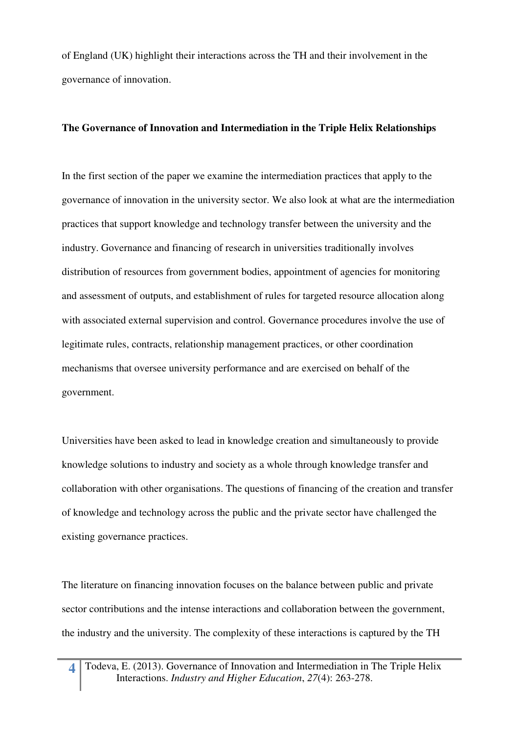of England (UK) highlight their interactions across the TH and their involvement in the governance of innovation.

## The Governance of Innovation and Intermediation in the Triple Helix Relationships

In the first section of the paper we examine the intermediation practices that apply to the governance of innovation in the university sector. We also look at what are the intermediation practices that support knowledge and technology transfer between the university and the industry. Governance and financing of research in universities traditionally involves distribution of resources from government bodies, appointment of agencies for monitoring and assessment of outputs, and establishment of rules for targeted resource allocation along with associated external supervision and control. Governance procedures involve the use of legitimate rules, contracts, relationship management practices, or other coordination mechanisms that oversee university performance and are exercised on behalf of the government.

Universities have been asked to lead in knowledge creation and simultaneously to provide knowledge solutions to industry and society as a whole through knowledge transfer and collaboration with other organisations. The questions of financing of the creation and transfer of knowledge and technology across the public and the private sector have challenged the existing governance practices.

The literature on financing innovation focuses on the balance between public and private sector contributions and the intense interactions and collaboration between the government, the industry and the university. The complexity of these interactions is captured by the TH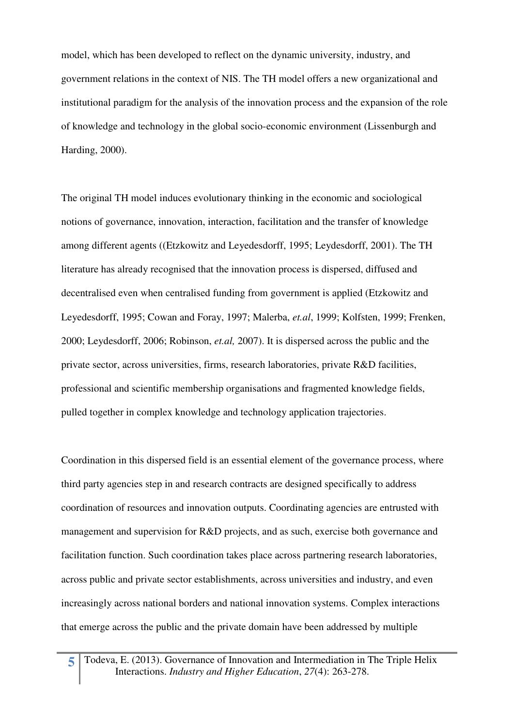model, which has been developed to reflect on the dynamic university, industry, and government relations in the context of NIS. The TH model offers a new organizational and institutional paradigm for the analysis of the innovation process and the expansion of the role of knowledge and technology in the global socio-economic environment (Lissenburgh and Harding, 2000).

The original TH model induces evolutionary thinking in the economic and sociological notions of governance, innovation, interaction, facilitation and the transfer of knowledge among different agents ((Etzkowitz and Leyedesdorff, 1995; Leydesdorff, 2001). The TH literature has already recognised that the innovation process is dispersed, diffused and decentralised even when centralised funding from government is applied (Etzkowitz and Leyedesdorff, 1995; Cowan and Foray, 1997; Malerba, *et.al*, 1999; Kolfsten, 1999; Frenken, 2000; Leydesdorff, 2006; Robinson, *et.al,* 2007). It is dispersed across the public and the private sector, across universities, firms, research laboratories, private R&D facilities, professional and scientific membership organisations and fragmented knowledge fields, pulled together in complex knowledge and technology application trajectories.

Coordination in this dispersed field is an essential element of the governance process, where third party agencies step in and research contracts are designed specifically to address coordination of resources and innovation outputs. Coordinating agencies are entrusted with management and supervision for R&D projects, and as such, exercise both governance and facilitation function. Such coordination takes place across partnering research laboratories, across public and private sector establishments, across universities and industry, and even increasingly across national borders and national innovation systems. Complex interactions that emerge across the public and the private domain have been addressed by multiple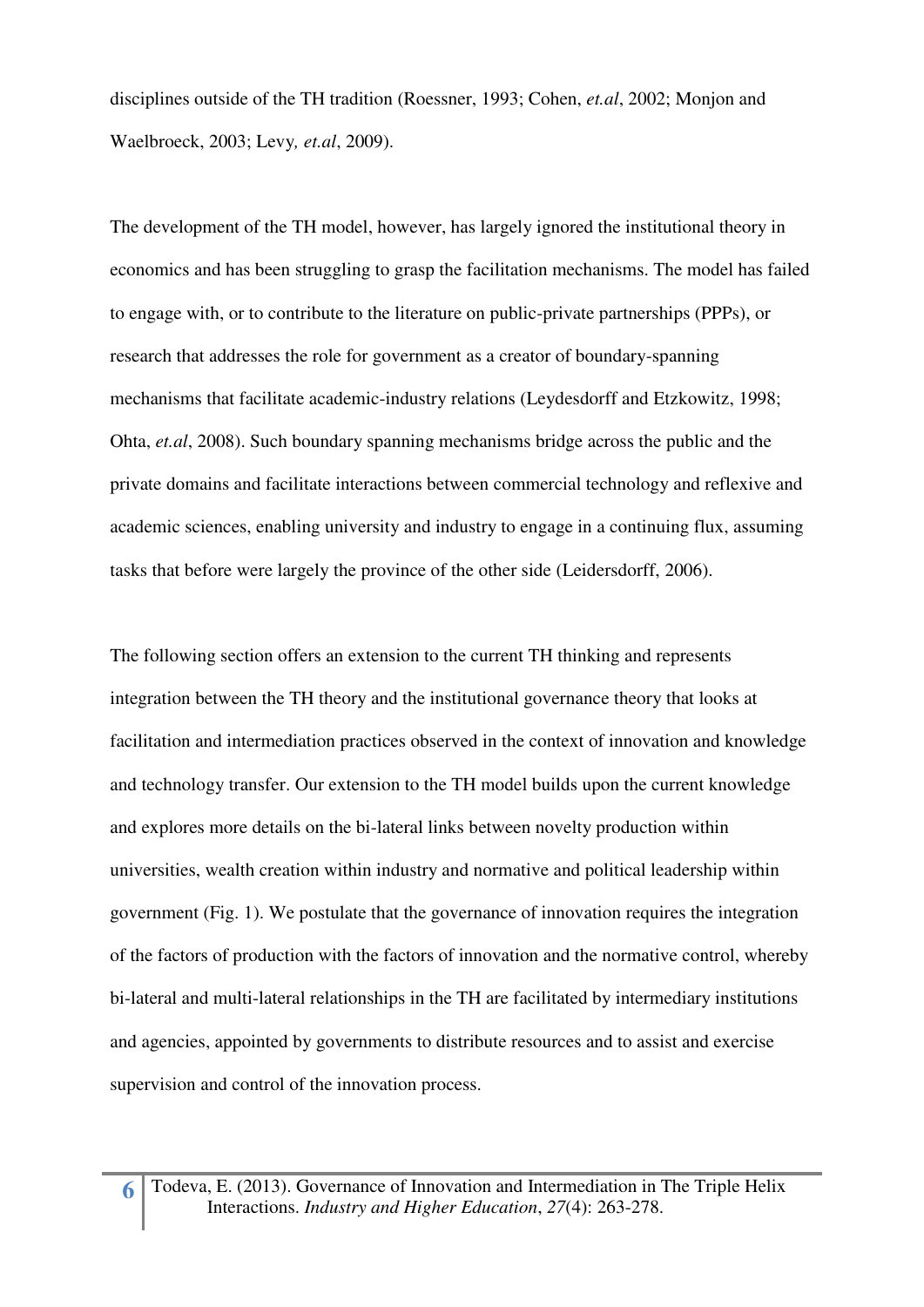disciplines outside of the TH tradition (Roessner, 1993; Cohen, *et.al*, 2002; Monjon and Waelbroeck, 2003; Levy*, et.al*, 2009).

The development of the TH model, however, has largely ignored the institutional theory in economics and has been struggling to grasp the facilitation mechanisms. The model has failed to engage with, or to contribute to the literature on public-private partnerships (PPPs), or research that addresses the role for government as a creator of boundary-spanning mechanisms that facilitate academic-industry relations (Leydesdorff and Etzkowitz, 1998; Ohta, *et.al*, 2008). Such boundary spanning mechanisms bridge across the public and the private domains and facilitate interactions between commercial technology and reflexive and academic sciences, enabling university and industry to engage in a continuing flux, assuming tasks that before were largely the province of the other side (Leidersdorff, 2006).

The following section offers an extension to the current TH thinking and represents integration between the TH theory and the institutional governance theory that looks at facilitation and intermediation practices observed in the context of innovation and knowledge and technology transfer. Our extension to the TH model builds upon the current knowledge and explores more details on the bi-lateral links between novelty production within universities, wealth creation within industry and normative and political leadership within government (Fig. 1). We postulate that the governance of innovation requires the integration of the factors of production with the factors of innovation and the normative control, whereby bi-lateral and multi-lateral relationships in the TH are facilitated by intermediary institutions and agencies, appointed by governments to distribute resources and to assist and exercise supervision and control of the innovation process.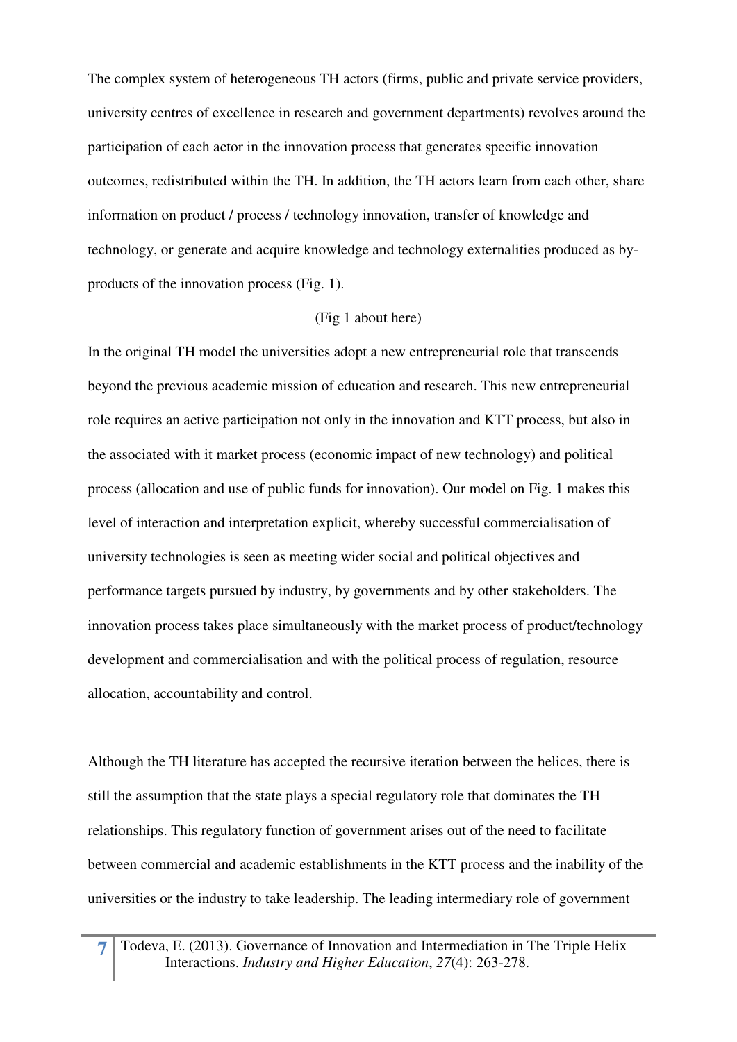The complex system of heterogeneous TH actors (firms, public and private service providers, university centres of excellence in research and government departments) revolves around the participation of each actor in the innovation process that generates specific innovation outcomes, redistributed within the TH. In addition, the TH actors learn from each other, share information on product / process / technology innovation, transfer of knowledge and technology, or generate and acquire knowledge and technology externalities produced as by-products of the innovation process (Fig. 1).

(Fig 1 about here)

In the original TH model the universities adopt a new entrepreneurial role that transcends beyond the previous academic mission of education and research. This new entrepreneurial role requires an active participation not only in the innovation and KTT process, but also in the associated with it market process (economic impact of new technology) and political process (allocation and use of public funds for innovation). Our model on Fig. 1 makes this level of interaction and interpretation explicit, whereby successful commercialisation of university technologies is seen as meeting wider social and political objectives and performance targets pursued by industry, by governments and by other stakeholders. The innovation process takes place simultaneously with the market process of product/technology development and commercialisation and with the political process of regulation, resource allocation, accountability and control.

Although the TH literature has accepted the recursive iteration between the helices, there is still the assumption that the state plays a special regulatory role that dominates the TH relationships. This regulatory function of government arises out of the need to facilitate between commercial and academic establishments in the KTT process and the inability of the universities or the industry to take leadership. The leading intermediary role of government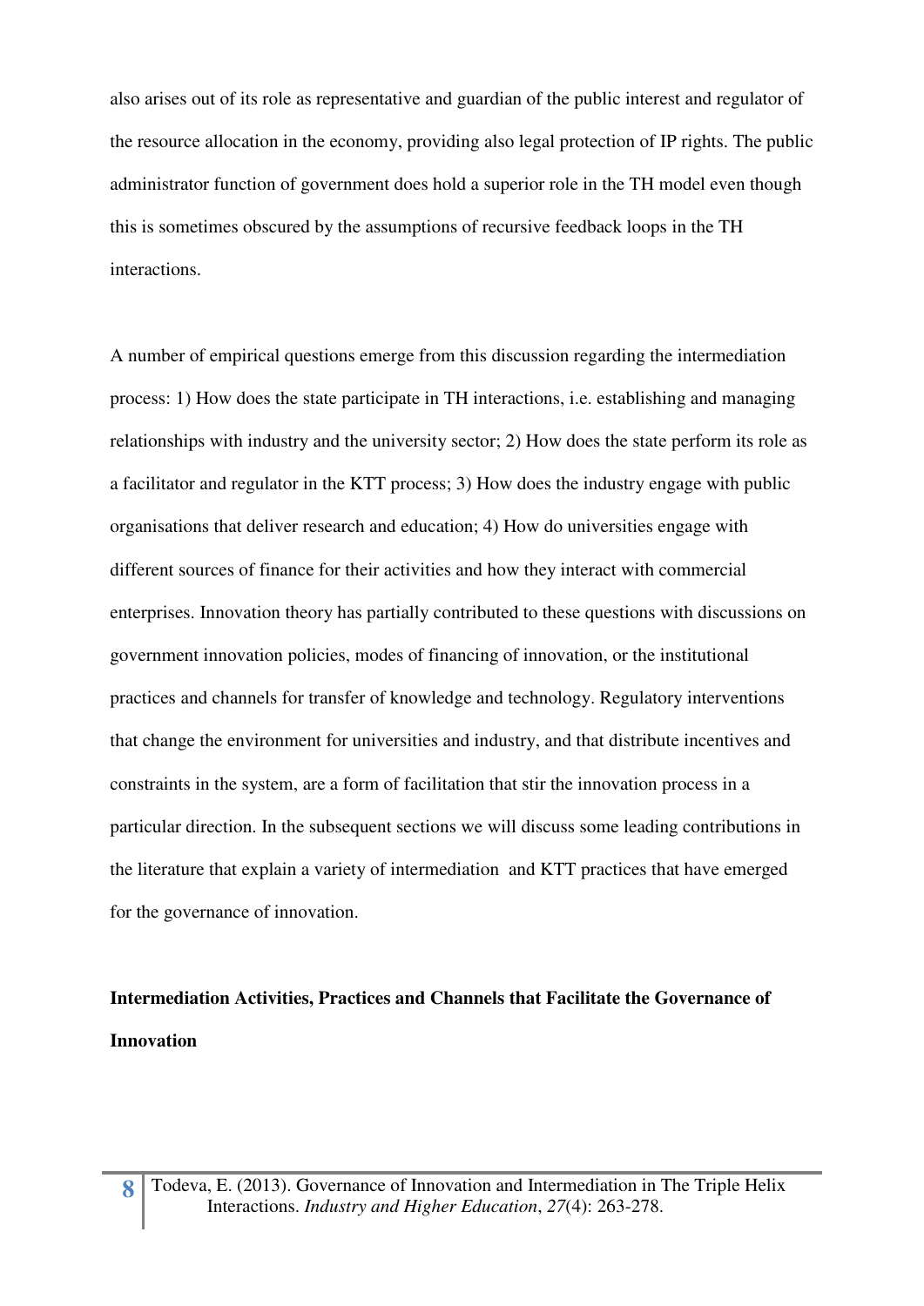also arises out of its role as representative and guardian of the public interest and regulator of the resource allocation in the economy, providing also legal protection of IP rights. The public administrator function of government does hold a superior role in the TH model even though this is sometimes obscured by the assumptions of recursive feedback loops in the TH interactions.

A number of empirical questions emerge from this discussion regarding the intermediation process: 1) How does the state participate in TH interactions, i.e. establishing and managing relationships with industry and the university sector; 2) How does the state perform its role as a facilitator and regulator in the KTT process; 3) How does the industry engage with public organisations that deliver research and education; 4) How do universities engage with different sources of finance for their activities and how they interact with commercial enterprises. Innovation theory has partially contributed to these questions with discussions on government innovation policies, modes of financing of innovation, or the institutional practices and channels for transfer of knowledge and technology. Regulatory interventions that change the environment for universities and industry, and that distribute incentives and constraints in the system, are a form of facilitation that stir the innovation process in a particular direction. In the subsequent sections we will discuss some leading contributions in the literature that explain a variety of intermediation and KTT practices that have emerged for the governance of innovation.

## Intermediation Activities, Practices and Channels that Facilitate the Governance of Innovation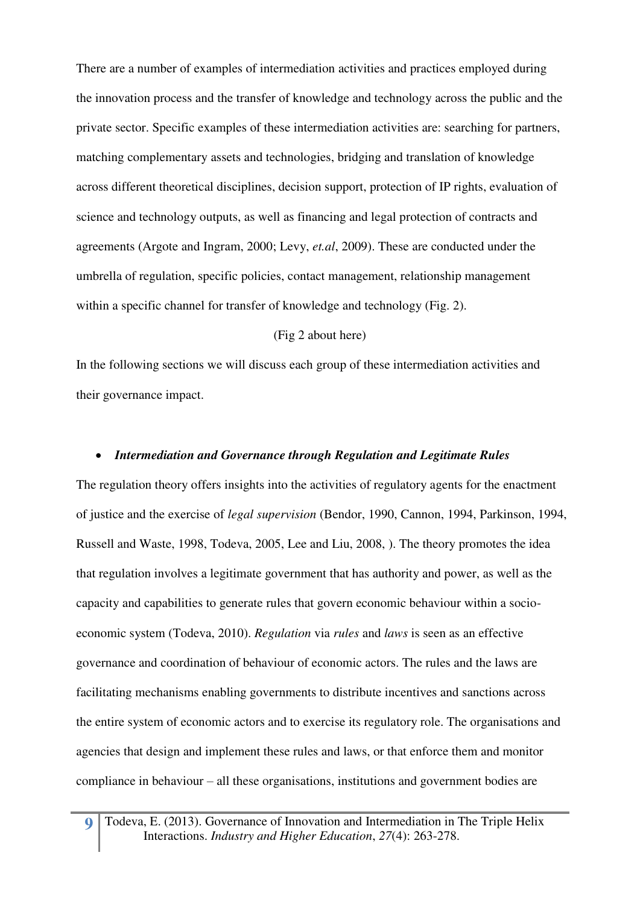There are a number of examples of intermediation activities and practices employed during the innovation process and the transfer of knowledge and technology across the public and the private sector. Specific examples of these intermediation activities are: searching for partners, matching complementary assets and technologies, bridging and translation of knowledge across different theoretical disciplines, decision support, protection of IP rights, evaluation of science and technology outputs, as well as financing and legal protection of contracts and agreements (Argote and Ingram, 2000; Levy, *et.al*, 2009). These are conducted under the umbrella of regulation, specific policies, contact management, relationship management within a specific channel for transfer of knowledge and technology (Fig. 2).

(Fig 2 about here)

In the following sections we will discuss each group of these intermediation activities and their governance impact.

- ***Intermediation and Governance through Regulation and Legitimate Rules***

The regulation theory offers insights into the activities of regulatory agents for the enactment of justice and the exercise of *legal supervision* (Bendor, 1990, Cannon, 1994, Parkinson, 1994, Russell and Waste, 1998, Todeva, 2005, Lee and Liu, 2008, ). The theory promotes the idea that regulation involves a legitimate government that has authority and power, as well as the capacity and capabilities to generate rules that govern economic behaviour within a socio-economic system (Todeva, 2010). *Regulation* via *rules* and *laws* is seen as an effective governance and coordination of behaviour of economic actors. The rules and the laws are facilitating mechanisms enabling governments to distribute incentives and sanctions across the entire system of economic actors and to exercise its regulatory role. The organisations and agencies that design and implement these rules and laws, or that enforce them and monitor compliance in behaviour – all these organisations, institutions and government bodies are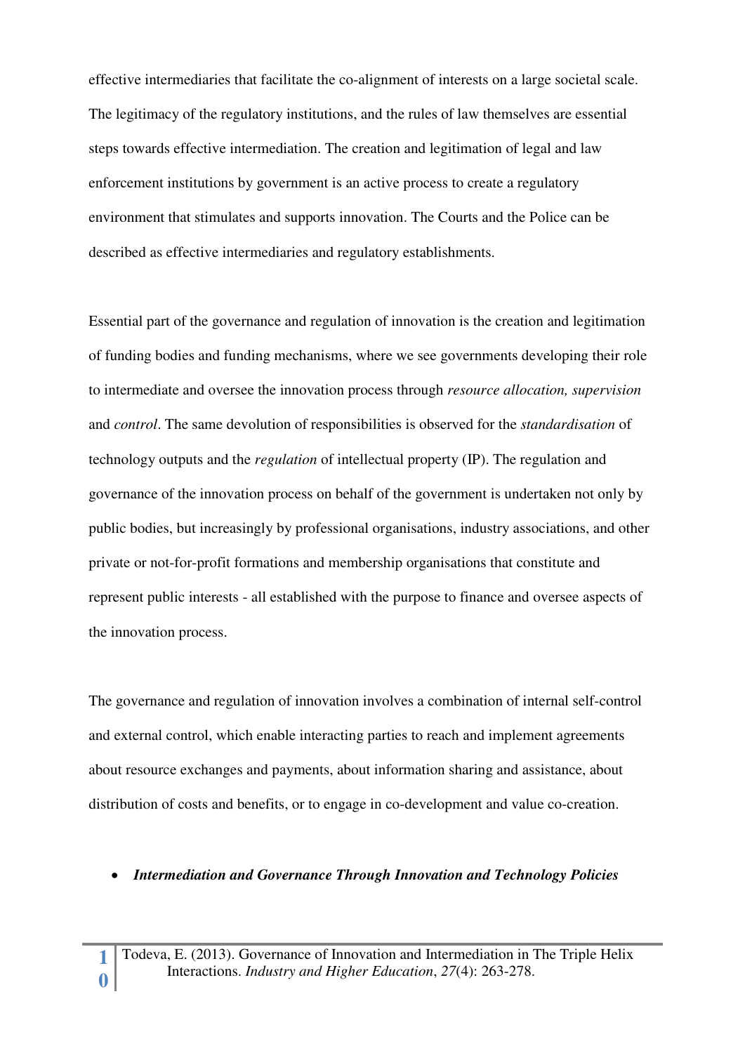effective intermediaries that facilitate the co-alignment of interests on a large societal scale. The legitimacy of the regulatory institutions, and the rules of law themselves are essential steps towards effective intermediation. The creation and legitimation of legal and law enforcement institutions by government is an active process to create a regulatory environment that stimulates and supports innovation. The Courts and the Police can be described as effective intermediaries and regulatory establishments.

Essential part of the governance and regulation of innovation is the creation and legitimation of funding bodies and funding mechanisms, where we see governments developing their role to intermediate and oversee the innovation process through *resource allocation, supervision* and *control*. The same devolution of responsibilities is observed for the *standardisation* of technology outputs and the *regulation* of intellectual property (IP). The regulation and governance of the innovation process on behalf of the government is undertaken not only by public bodies, but increasingly by professional organisations, industry associations, and other private or not-for-profit formations and membership organisations that constitute and represent public interests - all established with the purpose to finance and oversee aspects of the innovation process.

The governance and regulation of innovation involves a combination of internal self-control and external control, which enable interacting parties to reach and implement agreements about resource exchanges and payments, about information sharing and assistance, about distribution of costs and benefits, or to engage in co-development and value co-creation.

- ***Intermediation and Governance Through Innovation and Technology Policies***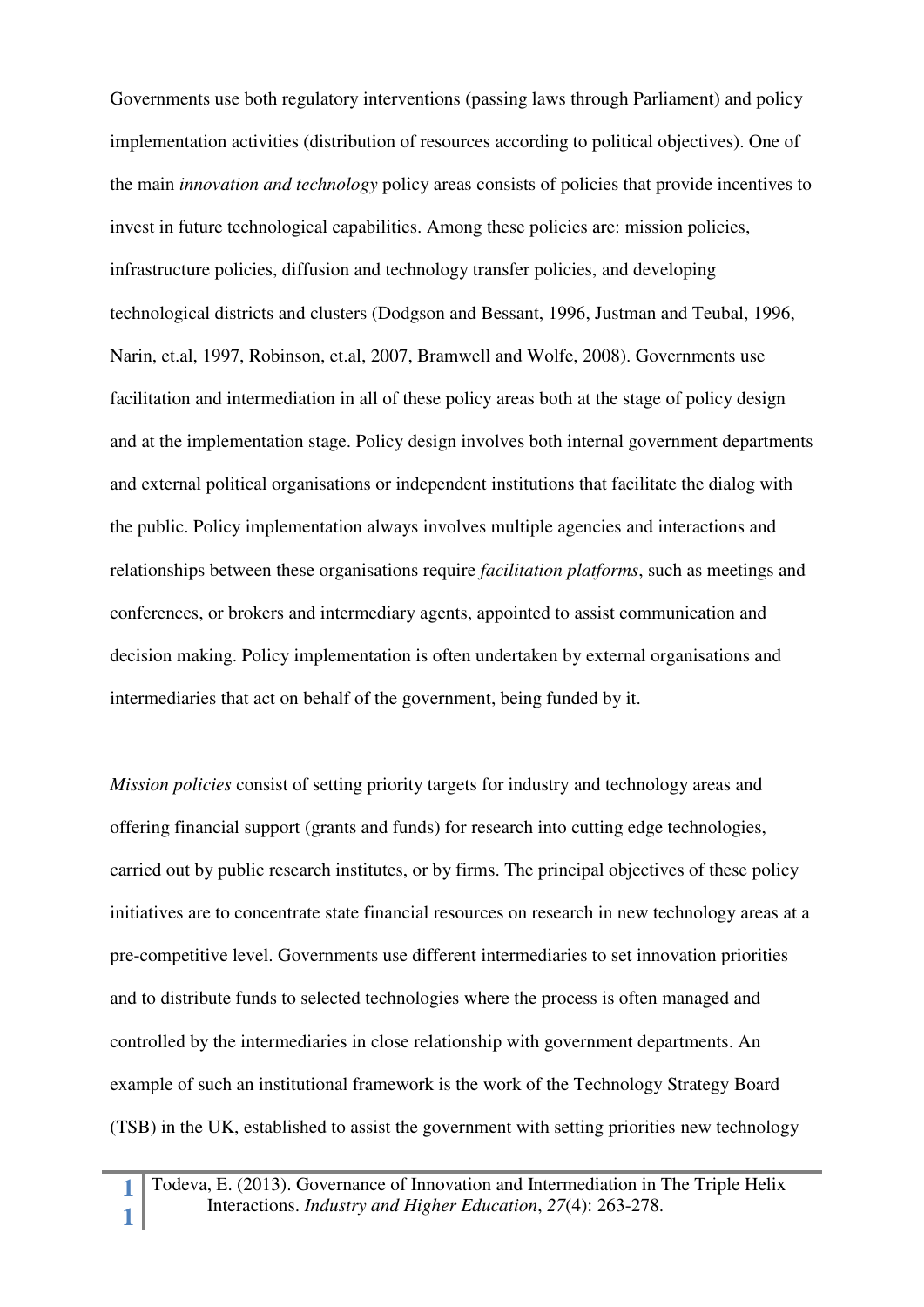Governments use both regulatory interventions (passing laws through Parliament) and policy implementation activities (distribution of resources according to political objectives). One of the main *innovation and technology* policy areas consists of policies that provide incentives to invest in future technological capabilities. Among these policies are: mission policies, infrastructure policies, diffusion and technology transfer policies, and developing technological districts and clusters (Dodgson and Bessant, 1996, Justman and Teubal, 1996, Narin, et.al, 1997, Robinson, et.al, 2007, Bramwell and Wolfe, 2008). Governments use facilitation and intermediation in all of these policy areas both at the stage of policy design and at the implementation stage. Policy design involves both internal government departments and external political organisations or independent institutions that facilitate the dialog with the public. Policy implementation always involves multiple agencies and interactions and relationships between these organisations require *facilitation platforms*, such as meetings and conferences, or brokers and intermediary agents, appointed to assist communication and decision making. Policy implementation is often undertaken by external organisations and intermediaries that act on behalf of the government, being funded by it.

*Mission policies* consist of setting priority targets for industry and technology areas and offering financial support (grants and funds) for research into cutting edge technologies, carried out by public research institutes, or by firms. The principal objectives of these policy initiatives are to concentrate state financial resources on research in new technology areas at a pre-competitive level. Governments use different intermediaries to set innovation priorities and to distribute funds to selected technologies where the process is often managed and controlled by the intermediaries in close relationship with government departments. An example of such an institutional framework is the work of the Technology Strategy Board (TSB) in the UK, established to assist the government with setting priorities new technology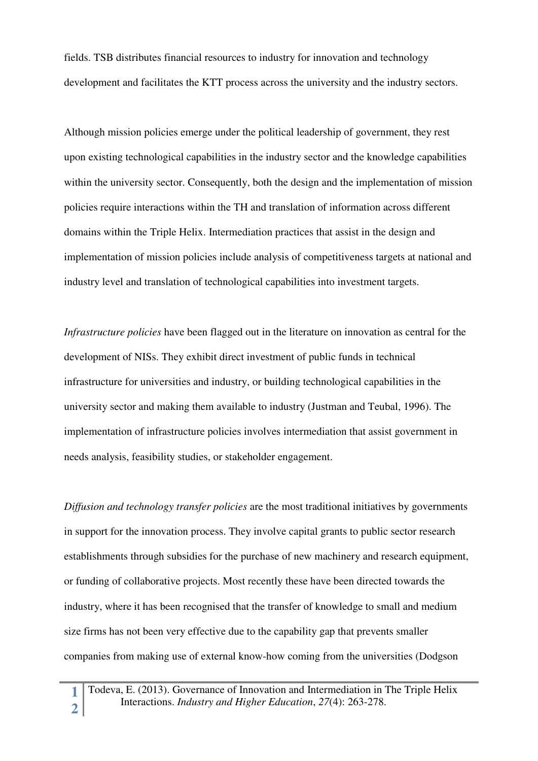fields. TSB distributes financial resources to industry for innovation and technology development and facilitates the KTT process across the university and the industry sectors.

Although mission policies emerge under the political leadership of government, they rest upon existing technological capabilities in the industry sector and the knowledge capabilities within the university sector. Consequently, both the design and the implementation of mission policies require interactions within the TH and translation of information across different domains within the Triple Helix. Intermediation practices that assist in the design and implementation of mission policies include analysis of competitiveness targets at national and industry level and translation of technological capabilities into investment targets.

*Infrastructure policies* have been flagged out in the literature on innovation as central for the development of NISs. They exhibit direct investment of public funds in technical infrastructure for universities and industry, or building technological capabilities in the university sector and making them available to industry (Justman and Teubal, 1996). The implementation of infrastructure policies involves intermediation that assist government in needs analysis, feasibility studies, or stakeholder engagement.

*Diffusion and technology transfer policies* are the most traditional initiatives by governments in support for the innovation process. They involve capital grants to public sector research establishments through subsidies for the purchase of new machinery and research equipment, or funding of collaborative projects. Most recently these have been directed towards the industry, where it has been recognised that the transfer of knowledge to small and medium size firms has not been very effective due to the capability gap that prevents smaller companies from making use of external know-how coming from the universities (Dodgson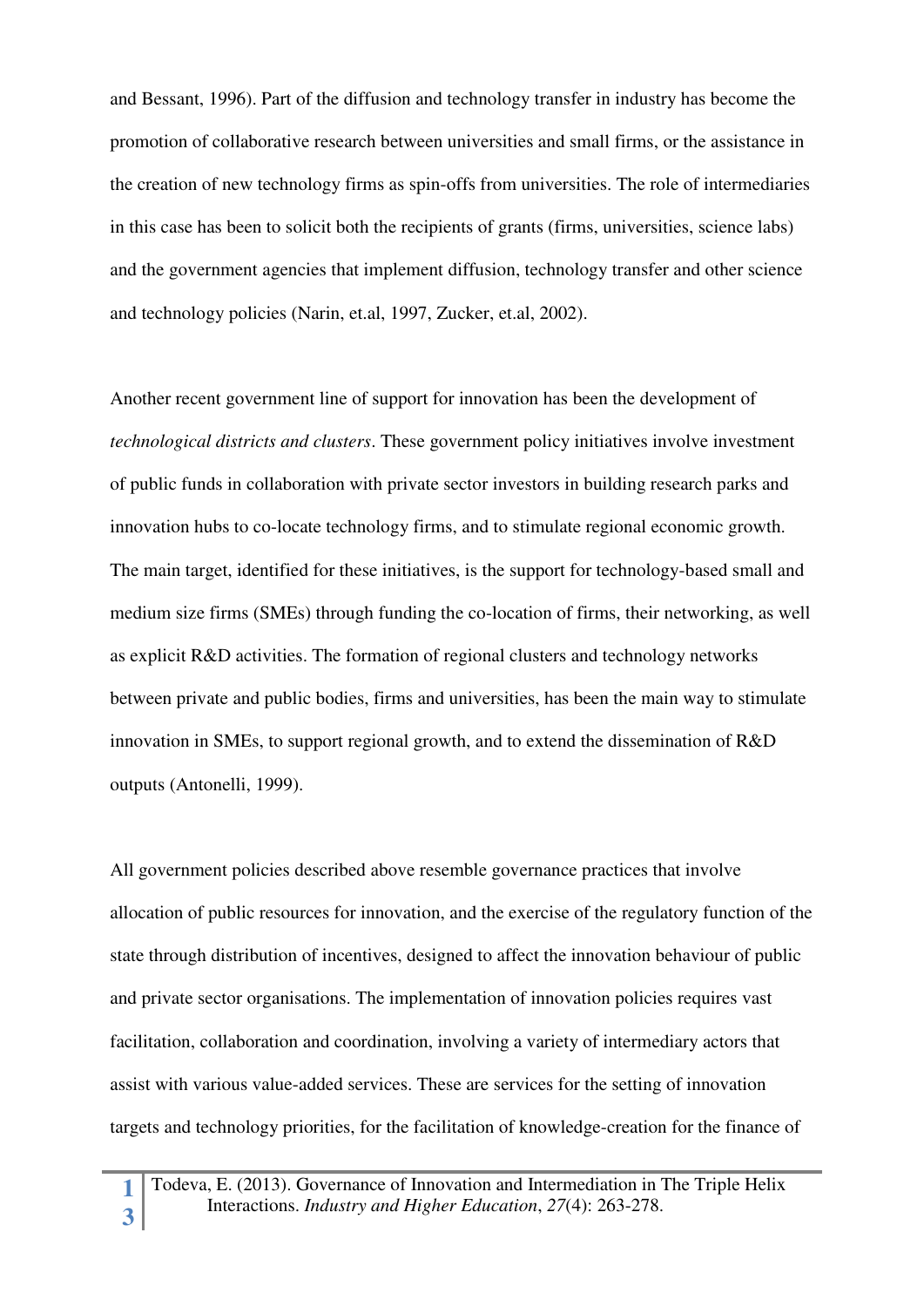and Bessant, 1996). Part of the diffusion and technology transfer in industry has become the promotion of collaborative research between universities and small firms, or the assistance in the creation of new technology firms as spin-offs from universities. The role of intermediaries in this case has been to solicit both the recipients of grants (firms, universities, science labs) and the government agencies that implement diffusion, technology transfer and other science and technology policies (Narin, et.al, 1997, Zucker, et.al, 2002).

Another recent government line of support for innovation has been the development of *technological districts and clusters*. These government policy initiatives involve investment of public funds in collaboration with private sector investors in building research parks and innovation hubs to co-locate technology firms, and to stimulate regional economic growth. The main target, identified for these initiatives, is the support for technology-based small and medium size firms (SMEs) through funding the co-location of firms, their networking, as well as explicit R&D activities. The formation of regional clusters and technology networks between private and public bodies, firms and universities, has been the main way to stimulate innovation in SMEs, to support regional growth, and to extend the dissemination of R&D outputs (Antonelli, 1999).

All government policies described above resemble governance practices that involve allocation of public resources for innovation, and the exercise of the regulatory function of the state through distribution of incentives, designed to affect the innovation behaviour of public and private sector organisations. The implementation of innovation policies requires vast facilitation, collaboration and coordination, involving a variety of intermediary actors that assist with various value-added services. These are services for the setting of innovation targets and technology priorities, for the facilitation of knowledge-creation for the finance of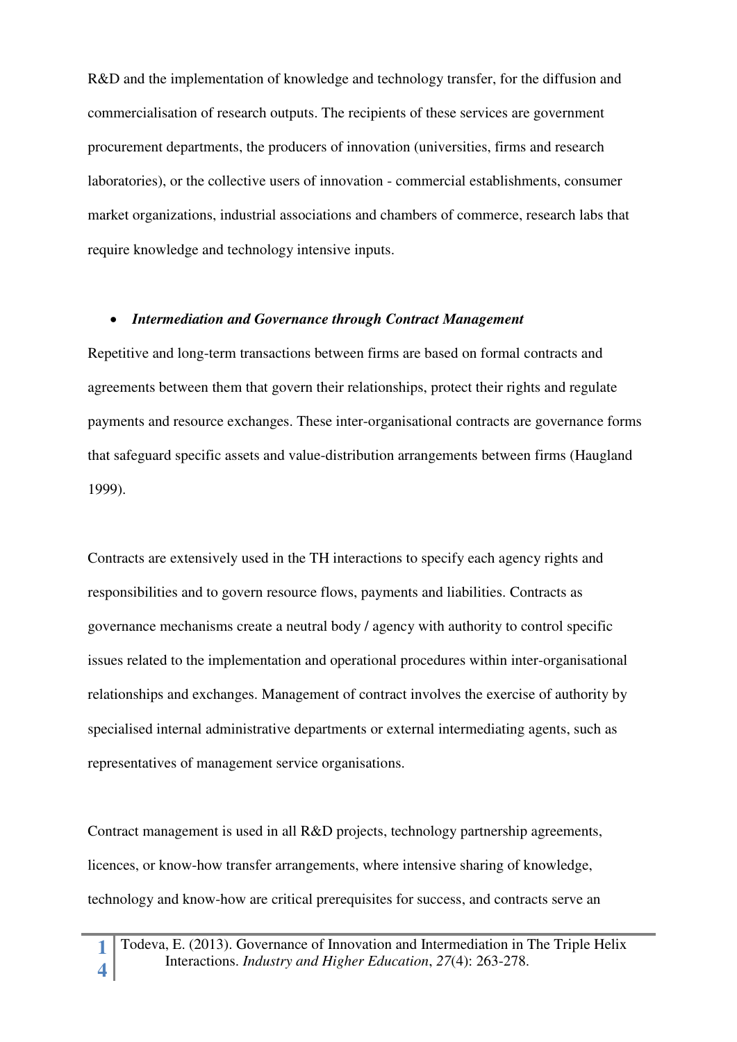R&D and the implementation of knowledge and technology transfer, for the diffusion and commercialisation of research outputs. The recipients of these services are government procurement departments, the producers of innovation (universities, firms and research laboratories), or the collective users of innovation - commercial establishments, consumer market organizations, industrial associations and chambers of commerce, research labs that require knowledge and technology intensive inputs.

- ***Intermediation and Governance through Contract Management***

Repetitive and long-term transactions between firms are based on formal contracts and agreements between them that govern their relationships, protect their rights and regulate payments and resource exchanges. These inter-organisational contracts are governance forms that safeguard specific assets and value-distribution arrangements between firms (Haugland 1999).

Contracts are extensively used in the TH interactions to specify each agency rights and responsibilities and to govern resource flows, payments and liabilities. Contracts as governance mechanisms create a neutral body / agency with authority to control specific issues related to the implementation and operational procedures within inter-organisational relationships and exchanges. Management of contract involves the exercise of authority by specialised internal administrative departments or external intermediating agents, such as representatives of management service organisations.

Contract management is used in all R&D projects, technology partnership agreements, licences, or know-how transfer arrangements, where intensive sharing of knowledge, technology and know-how are critical prerequisites for success, and contracts serve an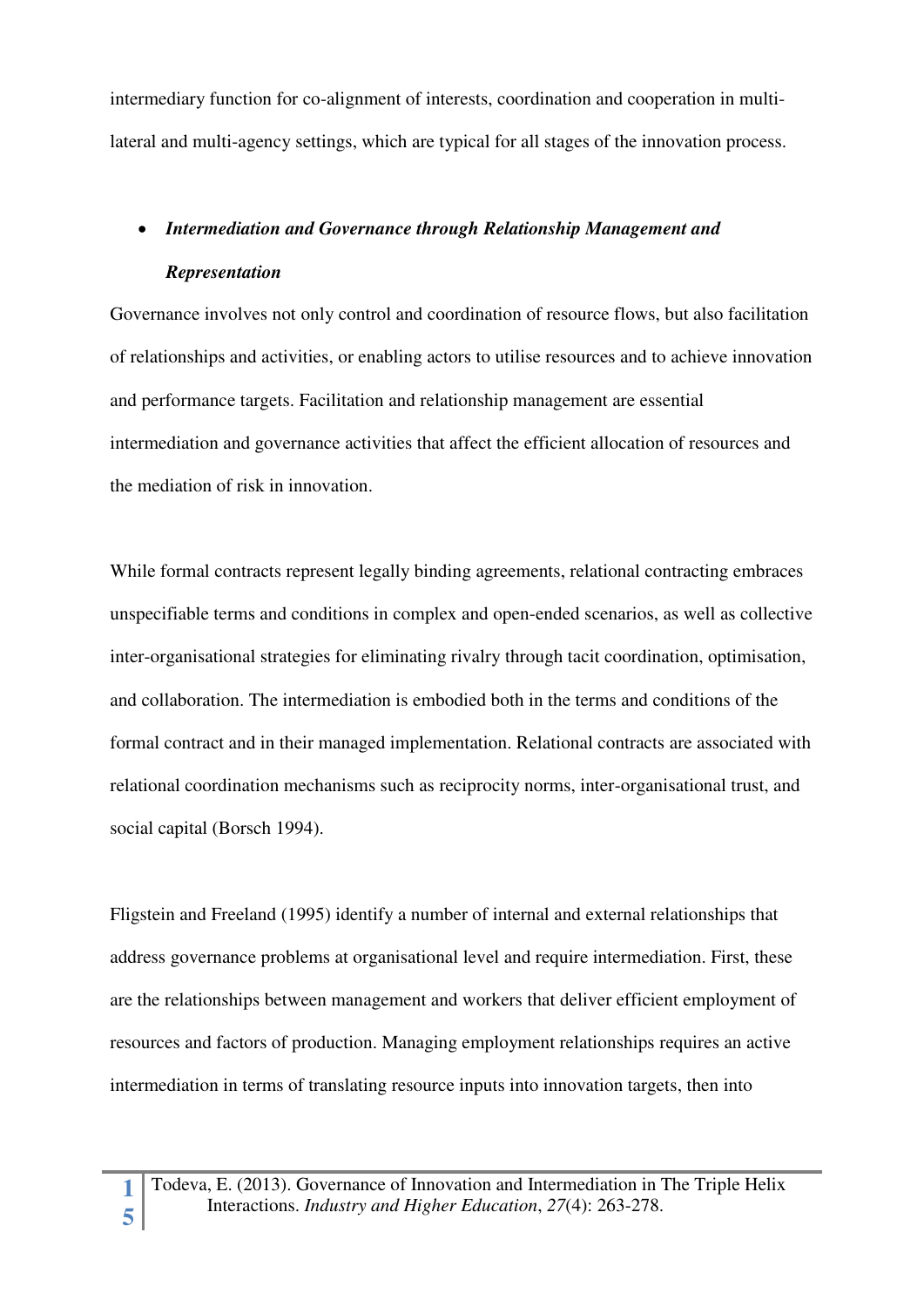intermediary function for co-alignment of interests, coordination and cooperation in multi-lateral and multi-agency settings, which are typical for all stages of the innovation process.

- ***Intermediation and Governance through Relationship Management and Representation***

Governance involves not only control and coordination of resource flows, but also facilitation of relationships and activities, or enabling actors to utilise resources and to achieve innovation and performance targets. Facilitation and relationship management are essential intermediation and governance activities that affect the efficient allocation of resources and the mediation of risk in innovation.

While formal contracts represent legally binding agreements, relational contracting embraces unspecifiable terms and conditions in complex and open-ended scenarios, as well as collective inter-organisational strategies for eliminating rivalry through tacit coordination, optimisation, and collaboration. The intermediation is embodied both in the terms and conditions of the formal contract and in their managed implementation. Relational contracts are associated with relational coordination mechanisms such as reciprocity norms, inter-organisational trust, and social capital (Borsch 1994).

Fligstein and Freeland (1995) identify a number of internal and external relationships that address governance problems at organisational level and require intermediation. First, these are the relationships between management and workers that deliver efficient employment of resources and factors of production. Managing employment relationships requires an active intermediation in terms of translating resource inputs into innovation targets, then into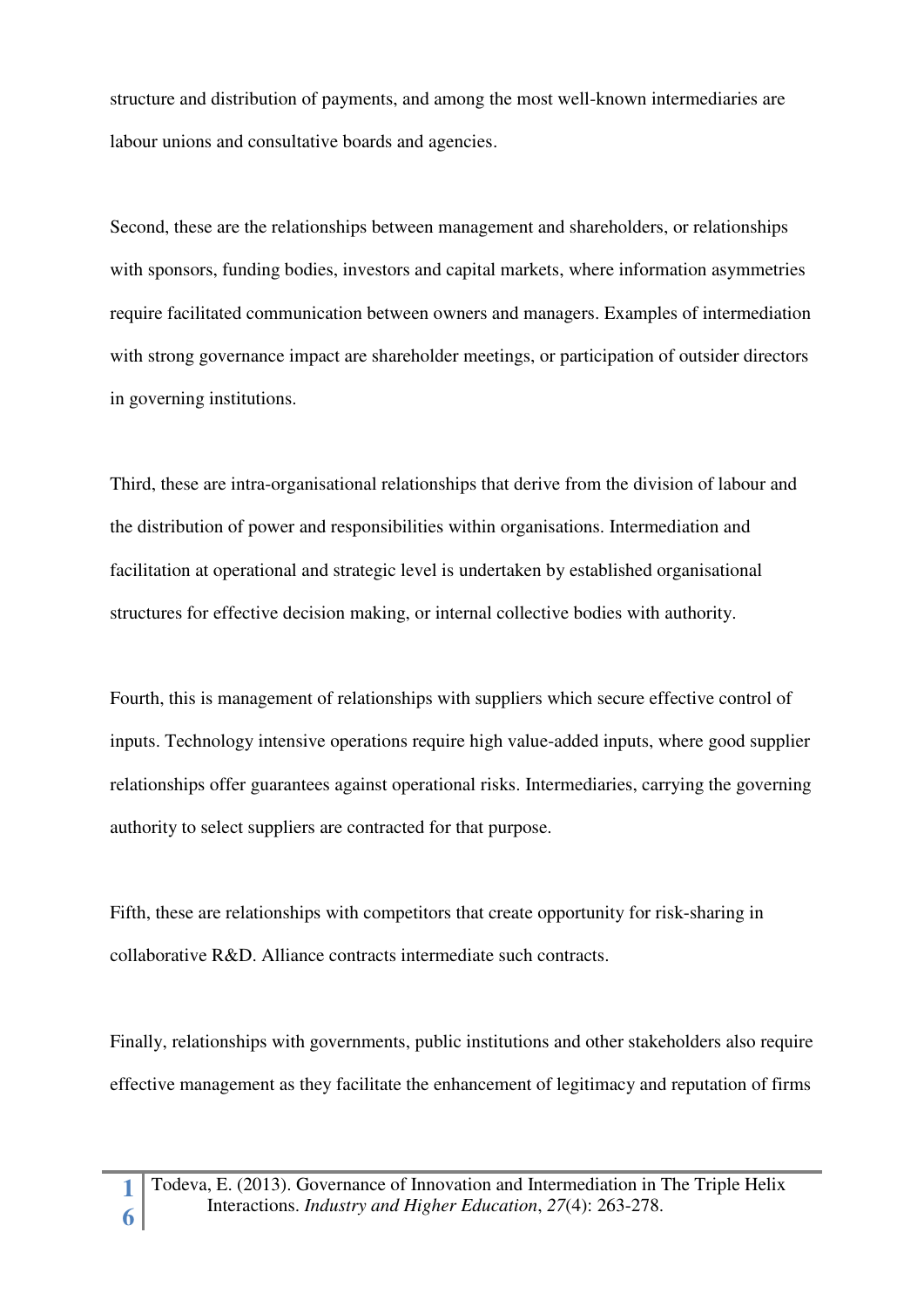structure and distribution of payments, and among the most well-known intermediaries are labour unions and consultative boards and agencies.

Second, these are the relationships between management and shareholders, or relationships with sponsors, funding bodies, investors and capital markets, where information asymmetries require facilitated communication between owners and managers. Examples of intermediation with strong governance impact are shareholder meetings, or participation of outsider directors in governing institutions.

Third, these are intra-organisational relationships that derive from the division of labour and the distribution of power and responsibilities within organisations. Intermediation and facilitation at operational and strategic level is undertaken by established organisational structures for effective decision making, or internal collective bodies with authority.

Fourth, this is management of relationships with suppliers which secure effective control of inputs. Technology intensive operations require high value-added inputs, where good supplier relationships offer guarantees against operational risks. Intermediaries, carrying the governing authority to select suppliers are contracted for that purpose.

Fifth, these are relationships with competitors that create opportunity for risk-sharing in collaborative R&D. Alliance contracts intermediate such contracts.

Finally, relationships with governments, public institutions and other stakeholders also require effective management as they facilitate the enhancement of legitimacy and reputation of firms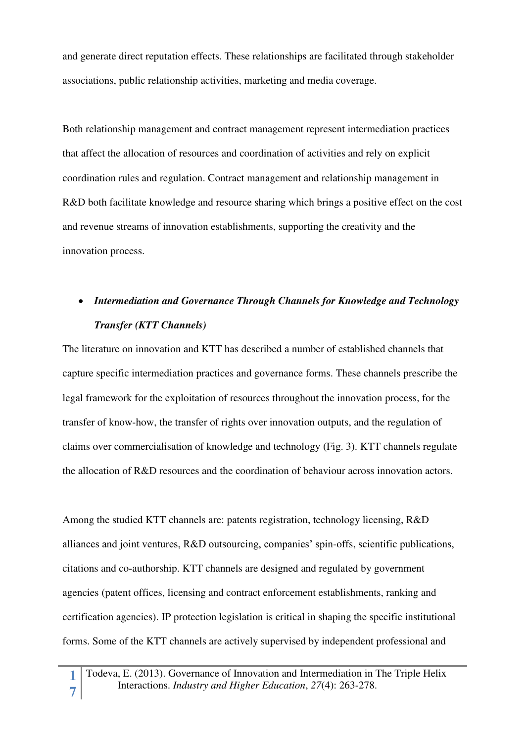and generate direct reputation effects. These relationships are facilitated through stakeholder associations, public relationship activities, marketing and media coverage.

Both relationship management and contract management represent intermediation practices that affect the allocation of resources and coordination of activities and rely on explicit coordination rules and regulation. Contract management and relationship management in R&D both facilitate knowledge and resource sharing which brings a positive effect on the cost and revenue streams of innovation establishments, supporting the creativity and the innovation process.

- ***Intermediation and Governance Through Channels for Knowledge and Technology Transfer (KTT Channels)***

The literature on innovation and KTT has described a number of established channels that capture specific intermediation practices and governance forms. These channels prescribe the legal framework for the exploitation of resources throughout the innovation process, for the transfer of know-how, the transfer of rights over innovation outputs, and the regulation of claims over commercialisation of knowledge and technology (Fig. 3). KTT channels regulate the allocation of R&D resources and the coordination of behaviour across innovation actors.

Among the studied KTT channels are: patents registration, technology licensing, R&D alliances and joint ventures, R&D outsourcing, companies' spin-offs, scientific publications, citations and co-authorship. KTT channels are designed and regulated by government agencies (patent offices, licensing and contract enforcement establishments, ranking and certification agencies). IP protection legislation is critical in shaping the specific institutional forms. Some of the KTT channels are actively supervised by independent professional and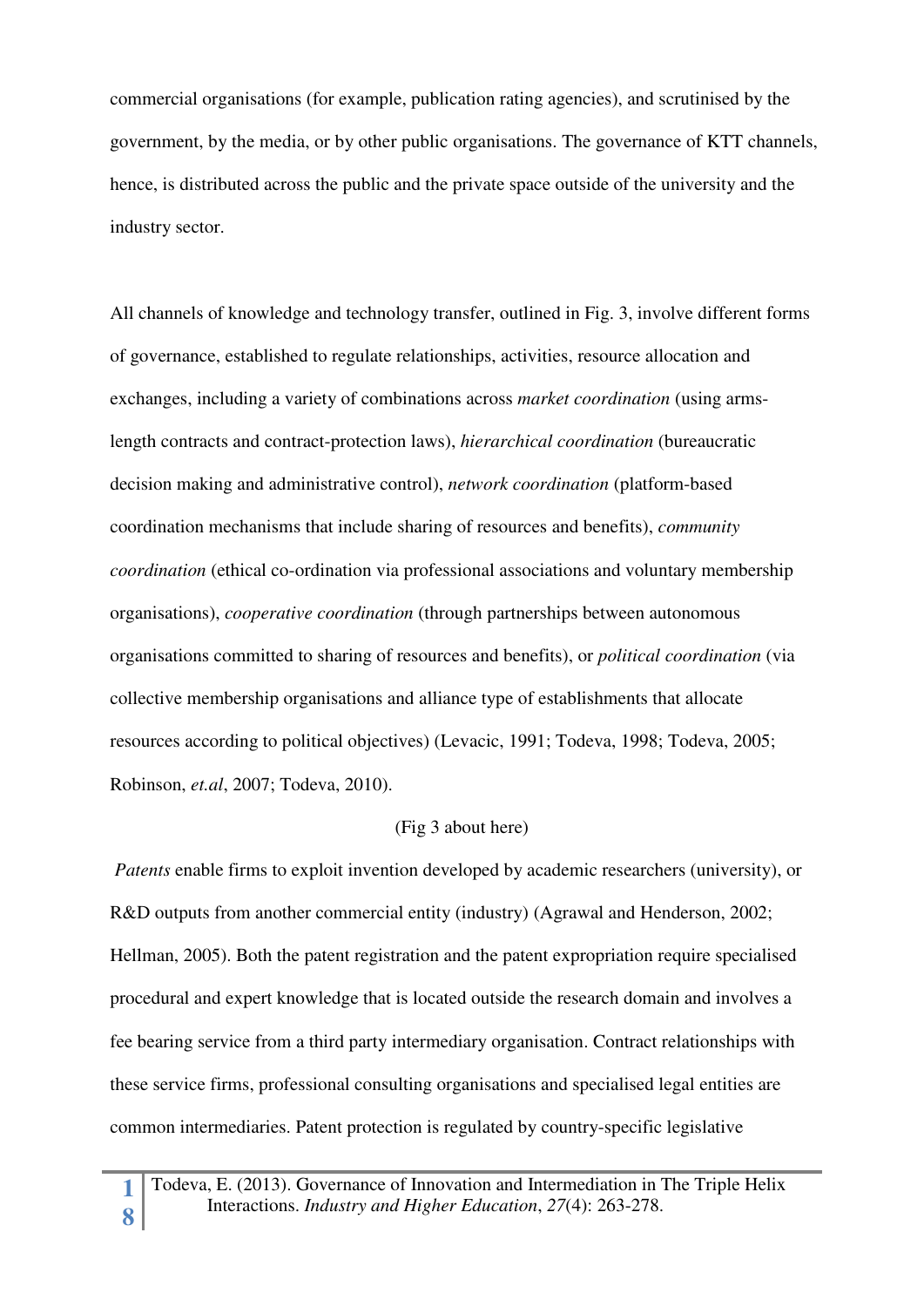commercial organisations (for example, publication rating agencies), and scrutinised by the government, by the media, or by other public organisations. The governance of KTT channels, hence, is distributed across the public and the private space outside of the university and the industry sector.

All channels of knowledge and technology transfer, outlined in Fig. 3, involve different forms of governance, established to regulate relationships, activities, resource allocation and exchanges, including a variety of combinations across *market coordination* (using arms-length contracts and contract-protection laws), *hierarchical coordination* (bureaucratic decision making and administrative control), *network coordination* (platform-based coordination mechanisms that include sharing of resources and benefits), *community coordination* (ethical co-ordination via professional associations and voluntary membership organisations), *cooperative coordination* (through partnerships between autonomous organisations committed to sharing of resources and benefits), or *political coordination* (via collective membership organisations and alliance type of establishments that allocate resources according to political objectives) (Levacic, 1991; Todeva, 1998; Todeva, 2005; Robinson, *et.al*, 2007; Todeva, 2010).

(Fig 3 about here)

*Patents* enable firms to exploit invention developed by academic researchers (university), or R&D outputs from another commercial entity (industry) (Agrawal and Henderson, 2002; Hellman, 2005). Both the patent registration and the patent expropriation require specialised procedural and expert knowledge that is located outside the research domain and involves a fee bearing service from a third party intermediary organisation. Contract relationships with these service firms, professional consulting organisations and specialised legal entities are common intermediaries. Patent protection is regulated by country-specific legislative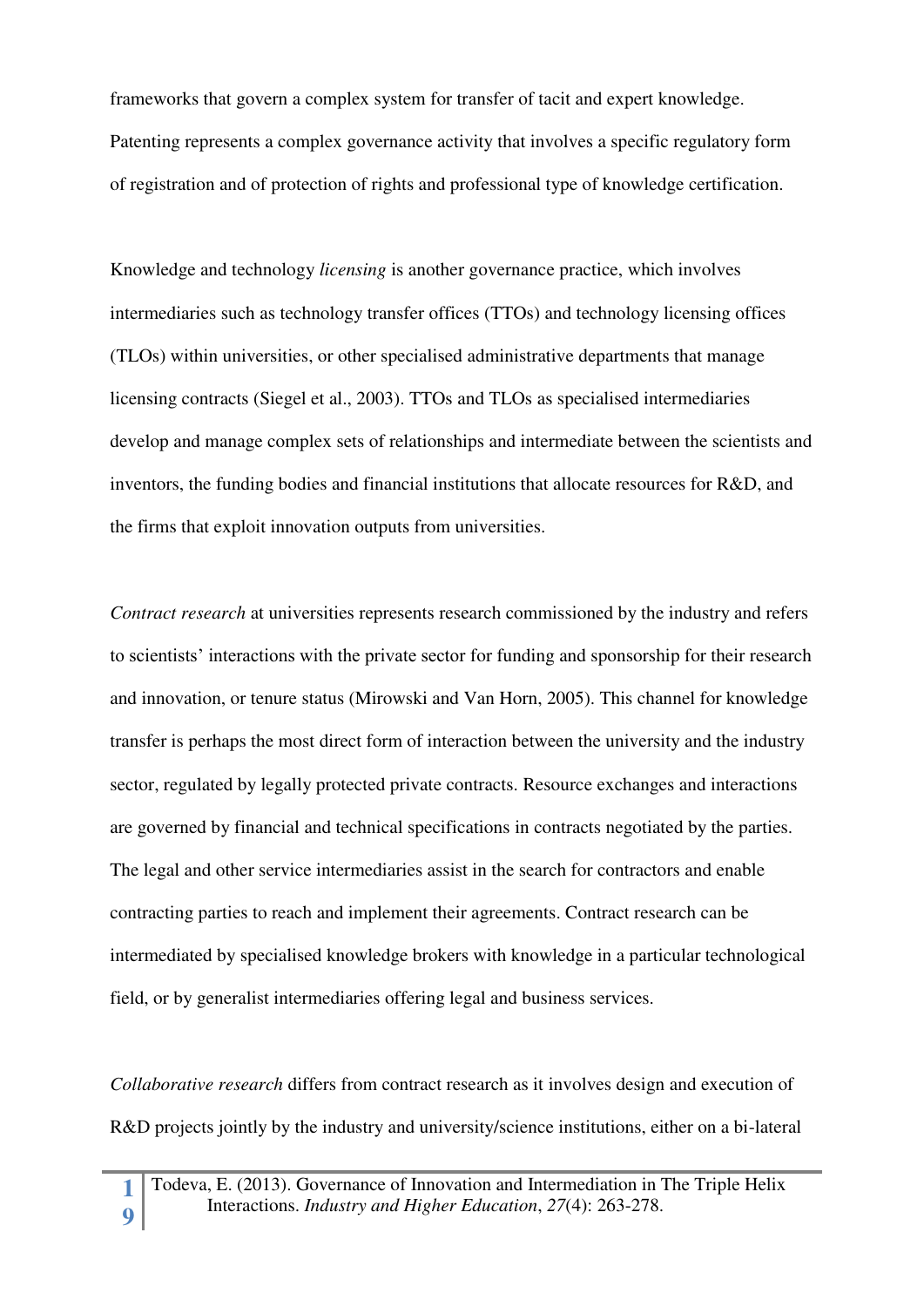frameworks that govern a complex system for transfer of tacit and expert knowledge. Patenting represents a complex governance activity that involves a specific regulatory form of registration and of protection of rights and professional type of knowledge certification.

Knowledge and technology *licensing* is another governance practice, which involves intermediaries such as technology transfer offices (TTOs) and technology licensing offices (TLOs) within universities, or other specialised administrative departments that manage licensing contracts (Siegel et al., 2003). TTOs and TLOs as specialised intermediaries develop and manage complex sets of relationships and intermediate between the scientists and inventors, the funding bodies and financial institutions that allocate resources for R&D, and the firms that exploit innovation outputs from universities.

*Contract research* at universities represents research commissioned by the industry and refers to scientists' interactions with the private sector for funding and sponsorship for their research and innovation, or tenure status (Mirowski and Van Horn, 2005). This channel for knowledge transfer is perhaps the most direct form of interaction between the university and the industry sector, regulated by legally protected private contracts. Resource exchanges and interactions are governed by financial and technical specifications in contracts negotiated by the parties. The legal and other service intermediaries assist in the search for contractors and enable contracting parties to reach and implement their agreements. Contract research can be intermediated by specialised knowledge brokers with knowledge in a particular technological field, or by generalist intermediaries offering legal and business services.

*Collaborative research* differs from contract research as it involves design and execution of R&D projects jointly by the industry and university/science institutions, either on a bi-lateral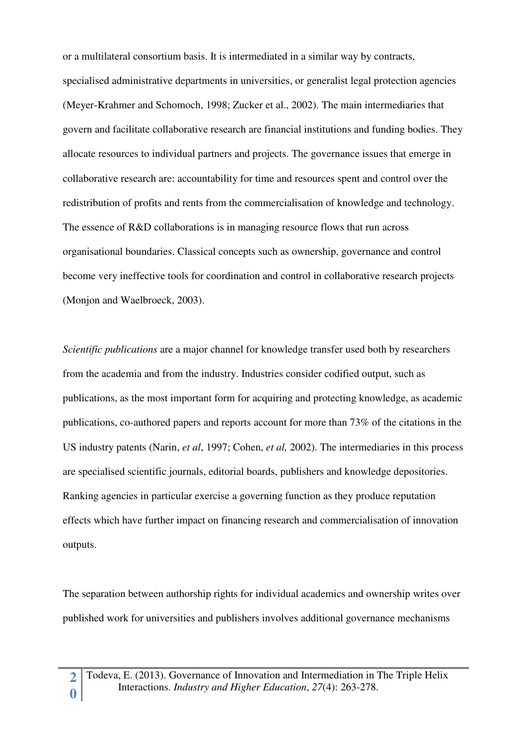or a multilateral consortium basis. It is intermediated in a similar way by contracts, specialised administrative departments in universities, or generalist legal protection agencies (Meyer-Krahmer and Schomoch, 1998; Zucker et al., 2002). The main intermediaries that govern and facilitate collaborative research are financial institutions and funding bodies. They allocate resources to individual partners and projects. The governance issues that emerge in collaborative research are: accountability for time and resources spent and control over the redistribution of profits and rents from the commercialisation of knowledge and technology. The essence of R&D collaborations is in managing resource flows that run across organisational boundaries. Classical concepts such as ownership, governance and control become very ineffective tools for coordination and control in collaborative research projects (Monjon and Waelbroeck, 2003).

*Scientific publications* are a major channel for knowledge transfer used both by researchers from the academia and from the industry. Industries consider codified output, such as publications, as the most important form for acquiring and protecting knowledge, as academic publications, co-authored papers and reports account for more than 73% of the citations in the US industry patents (Narin, *et al*, 1997; Cohen, *et al,* 2002). The intermediaries in this process are specialised scientific journals, editorial boards, publishers and knowledge depositories. Ranking agencies in particular exercise a governing function as they produce reputation effects which have further impact on financing research and commercialisation of innovation outputs.

The separation between authorship rights for individual academics and ownership writes over published work for universities and publishers involves additional governance mechanisms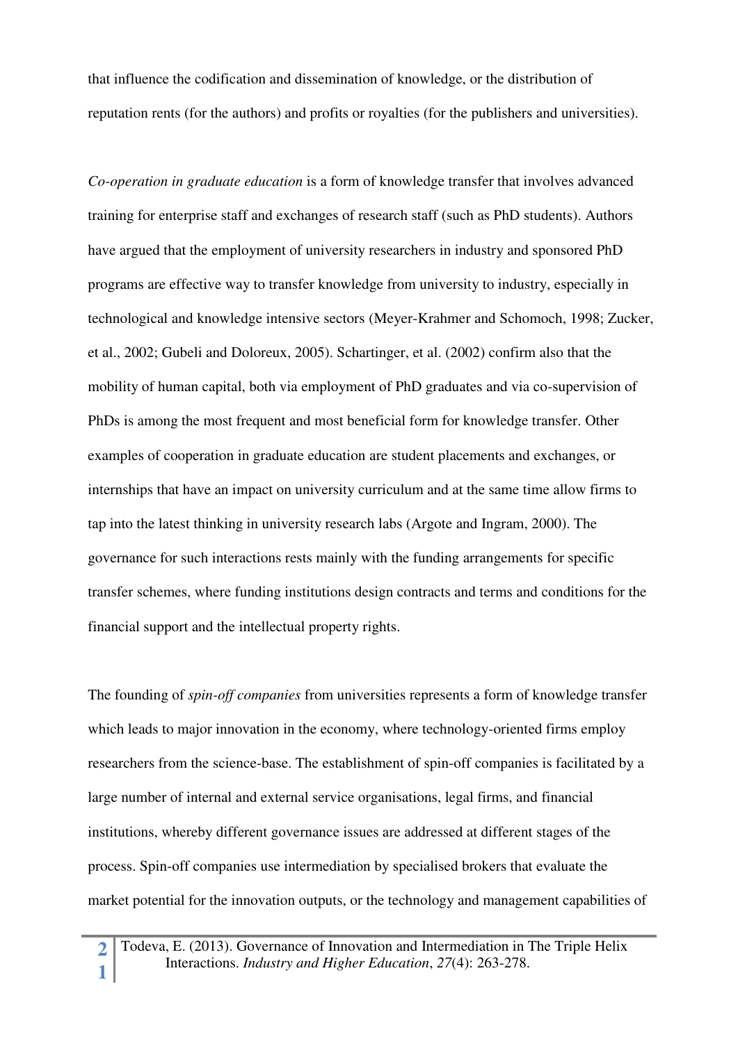that influence the codification and dissemination of knowledge, or the distribution of reputation rents (for the authors) and profits or royalties (for the publishers and universities).

*Co-operation in graduate education* is a form of knowledge transfer that involves advanced training for enterprise staff and exchanges of research staff (such as PhD students). Authors have argued that the employment of university researchers in industry and sponsored PhD programs are effective way to transfer knowledge from university to industry, especially in technological and knowledge intensive sectors (Meyer-Krahmer and Schomoch, 1998; Zucker, et al., 2002; Gubeli and Doloreux, 2005). Schartinger, et al. (2002) confirm also that the mobility of human capital, both via employment of PhD graduates and via co-supervision of PhDs is among the most frequent and most beneficial form for knowledge transfer. Other examples of cooperation in graduate education are student placements and exchanges, or internships that have an impact on university curriculum and at the same time allow firms to tap into the latest thinking in university research labs (Argote and Ingram, 2000). The governance for such interactions rests mainly with the funding arrangements for specific transfer schemes, where funding institutions design contracts and terms and conditions for the financial support and the intellectual property rights.

The founding of *spin-off companies* from universities represents a form of knowledge transfer which leads to major innovation in the economy, where technology-oriented firms employ researchers from the science-base. The establishment of spin-off companies is facilitated by a large number of internal and external service organisations, legal firms, and financial institutions, whereby different governance issues are addressed at different stages of the process. Spin-off companies use intermediation by specialised brokers that evaluate the market potential for the innovation outputs, or the technology and management capabilities of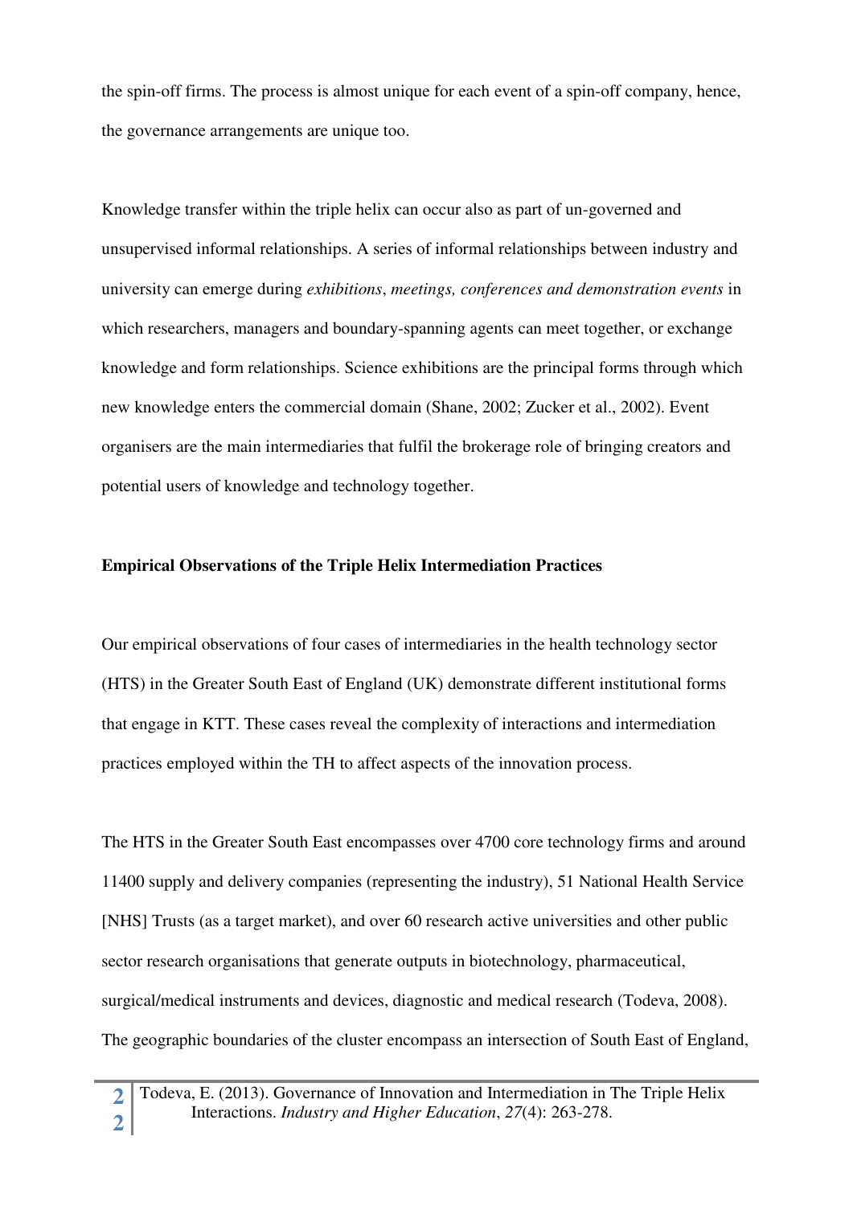the spin-off firms. The process is almost unique for each event of a spin-off company, hence, the governance arrangements are unique too.

Knowledge transfer within the triple helix can occur also as part of un-governed and unsupervised informal relationships. A series of informal relationships between industry and university can emerge during *exhibitions*, *meetings, conferences and demonstration events* in which researchers, managers and boundary-spanning agents can meet together, or exchange knowledge and form relationships. Science exhibitions are the principal forms through which new knowledge enters the commercial domain (Shane, 2002; Zucker et al., 2002). Event organisers are the main intermediaries that fulfil the brokerage role of bringing creators and potential users of knowledge and technology together.

**Empirical Observations of the Triple Helix Intermediation Practices**

Our empirical observations of four cases of intermediaries in the health technology sector (HTS) in the Greater South East of England (UK) demonstrate different institutional forms that engage in KTT. These cases reveal the complexity of interactions and intermediation practices employed within the TH to affect aspects of the innovation process.

The HTS in the Greater South East encompasses over 4700 core technology firms and around 11400 supply and delivery companies (representing the industry), 51 National Health Service [NHS] Trusts (as a target market), and over 60 research active universities and other public sector research organisations that generate outputs in biotechnology, pharmaceutical, surgical/medical instruments and devices, diagnostic and medical research (Todeva, 2008). The geographic boundaries of the cluster encompass an intersection of South East of England,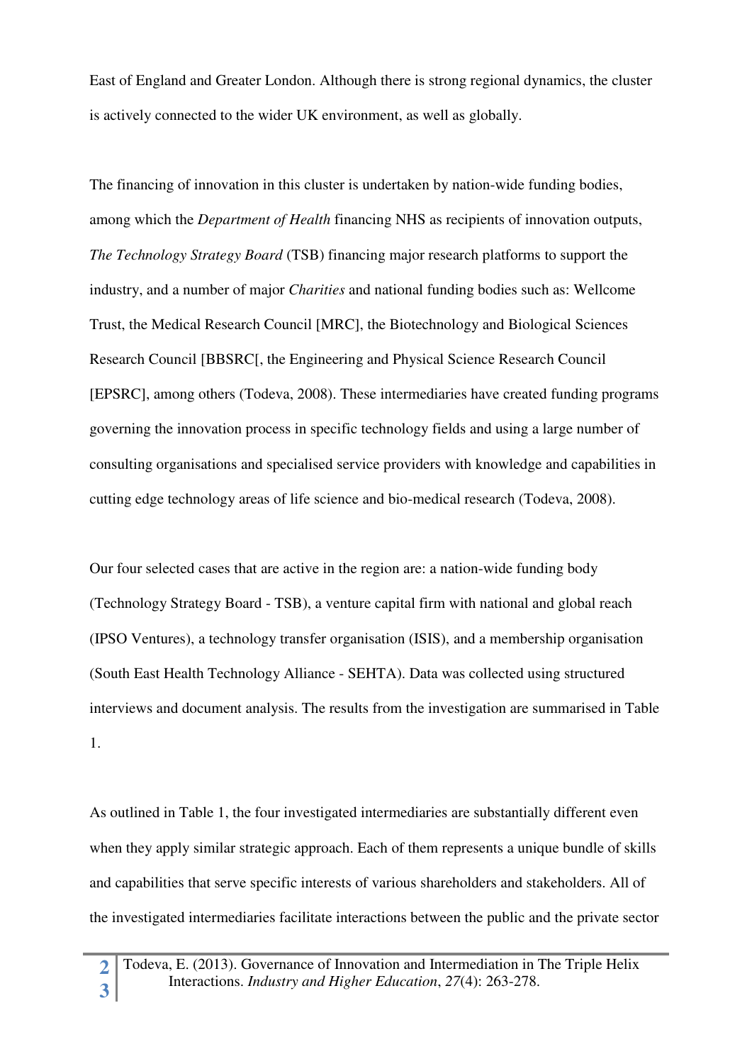East of England and Greater London. Although there is strong regional dynamics, the cluster is actively connected to the wider UK environment, as well as globally.

The financing of innovation in this cluster is undertaken by nation-wide funding bodies, among which the *Department of Health* financing NHS as recipients of innovation outputs, *The Technology Strategy Board* (TSB) financing major research platforms to support the industry, and a number of major *Charities* and national funding bodies such as: Wellcome Trust, the Medical Research Council [MRC], the Biotechnology and Biological Sciences Research Council [BBSRC[, the Engineering and Physical Science Research Council [EPSRC], among others (Todeva, 2008). These intermediaries have created funding programs governing the innovation process in specific technology fields and using a large number of consulting organisations and specialised service providers with knowledge and capabilities in cutting edge technology areas of life science and bio-medical research (Todeva, 2008).

Our four selected cases that are active in the region are: a nation-wide funding body (Technology Strategy Board - TSB), a venture capital firm with national and global reach (IPSO Ventures), a technology transfer organisation (ISIS), and a membership organisation (South East Health Technology Alliance - SEHTA). Data was collected using structured interviews and document analysis. The results from the investigation are summarised in Table 1.

As outlined in Table 1, the four investigated intermediaries are substantially different even when they apply similar strategic approach. Each of them represents a unique bundle of skills and capabilities that serve specific interests of various shareholders and stakeholders. All of the investigated intermediaries facilitate interactions between the public and the private sector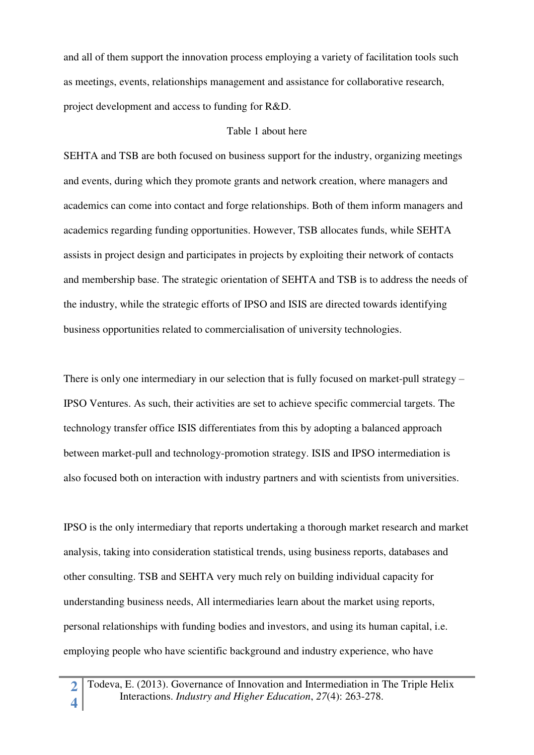and all of them support the innovation process employing a variety of facilitation tools such as meetings, events, relationships management and assistance for collaborative research, project development and access to funding for R&D.

Table 1 about here

SEHTA and TSB are both focused on business support for the industry, organizing meetings and events, during which they promote grants and network creation, where managers and academics can come into contact and forge relationships. Both of them inform managers and academics regarding funding opportunities. However, TSB allocates funds, while SEHTA assists in project design and participates in projects by exploiting their network of contacts and membership base. The strategic orientation of SEHTA and TSB is to address the needs of the industry, while the strategic efforts of IPSO and ISIS are directed towards identifying business opportunities related to commercialisation of university technologies.

There is only one intermediary in our selection that is fully focused on market-pull strategy – IPSO Ventures. As such, their activities are set to achieve specific commercial targets. The technology transfer office ISIS differentiates from this by adopting a balanced approach between market-pull and technology-promotion strategy. ISIS and IPSO intermediation is also focused both on interaction with industry partners and with scientists from universities.

IPSO is the only intermediary that reports undertaking a thorough market research and market analysis, taking into consideration statistical trends, using business reports, databases and other consulting. TSB and SEHTA very much rely on building individual capacity for understanding business needs, All intermediaries learn about the market using reports, personal relationships with funding bodies and investors, and using its human capital, i.e. employing people who have scientific background and industry experience, who have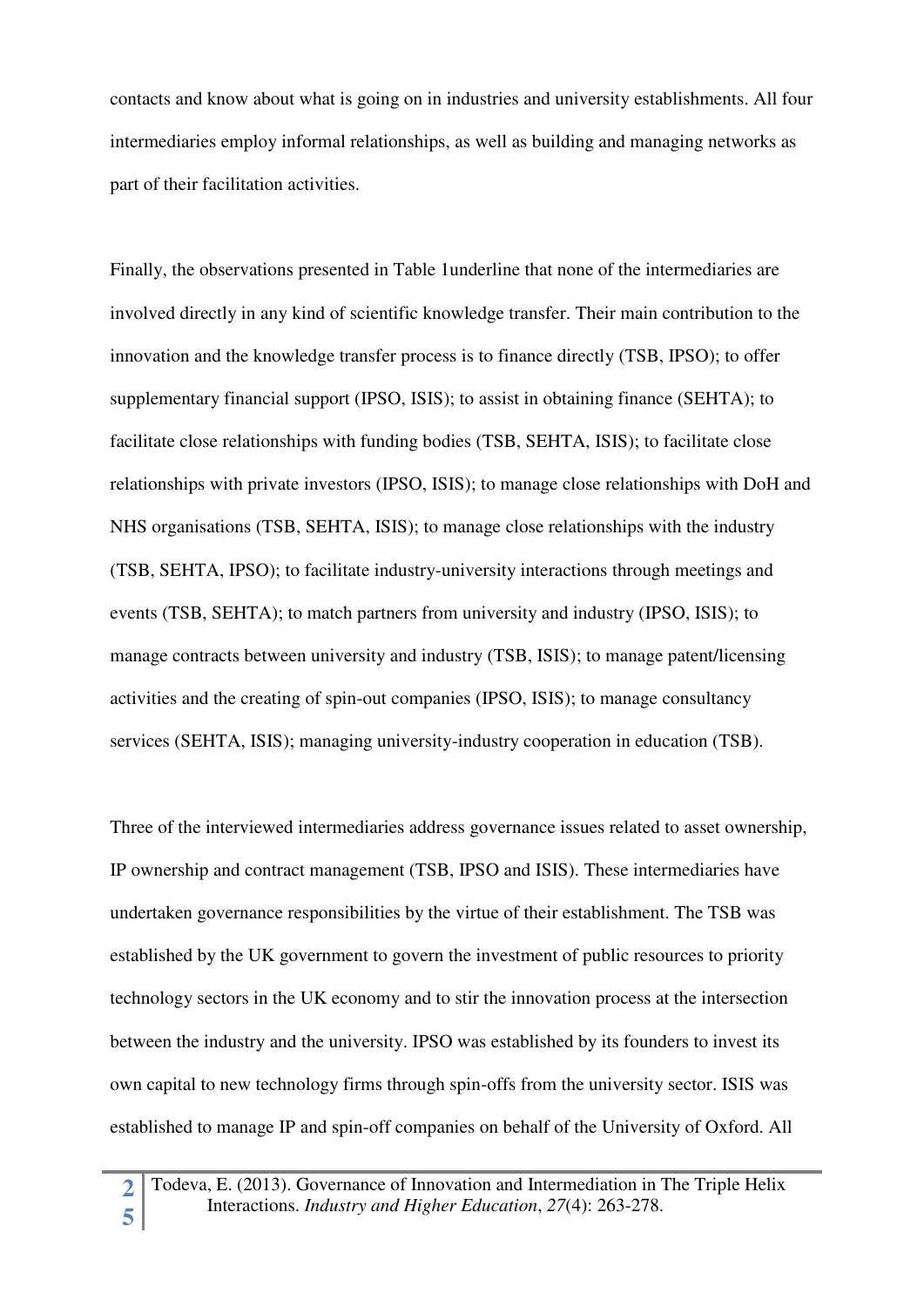contacts and know about what is going on in industries and university establishments. All four intermediaries employ informal relationships, as well as building and managing networks as part of their facilitation activities.

Finally, the observations presented in Table 1underline that none of the intermediaries are involved directly in any kind of scientific knowledge transfer. Their main contribution to the innovation and the knowledge transfer process is to finance directly (TSB, IPSO); to offer supplementary financial support (IPSO, ISIS); to assist in obtaining finance (SEHTA); to facilitate close relationships with funding bodies (TSB, SEHTA, ISIS); to facilitate close relationships with private investors (IPSO, ISIS); to manage close relationships with DoH and NHS organisations (TSB, SEHTA, ISIS); to manage close relationships with the industry (TSB, SEHTA, IPSO); to facilitate industry-university interactions through meetings and events (TSB, SEHTA); to match partners from university and industry (IPSO, ISIS); to manage contracts between university and industry (TSB, ISIS); to manage patent/licensing activities and the creating of spin-out companies (IPSO, ISIS); to manage consultancy services (SEHTA, ISIS); managing university-industry cooperation in education (TSB).

Three of the interviewed intermediaries address governance issues related to asset ownership, IP ownership and contract management (TSB, IPSO and ISIS). These intermediaries have undertaken governance responsibilities by the virtue of their establishment. The TSB was established by the UK government to govern the investment of public resources to priority technology sectors in the UK economy and to stir the innovation process at the intersection between the industry and the university. IPSO was established by its founders to invest its own capital to new technology firms through spin-offs from the university sector. ISIS was established to manage IP and spin-off companies on behalf of the University of Oxford. All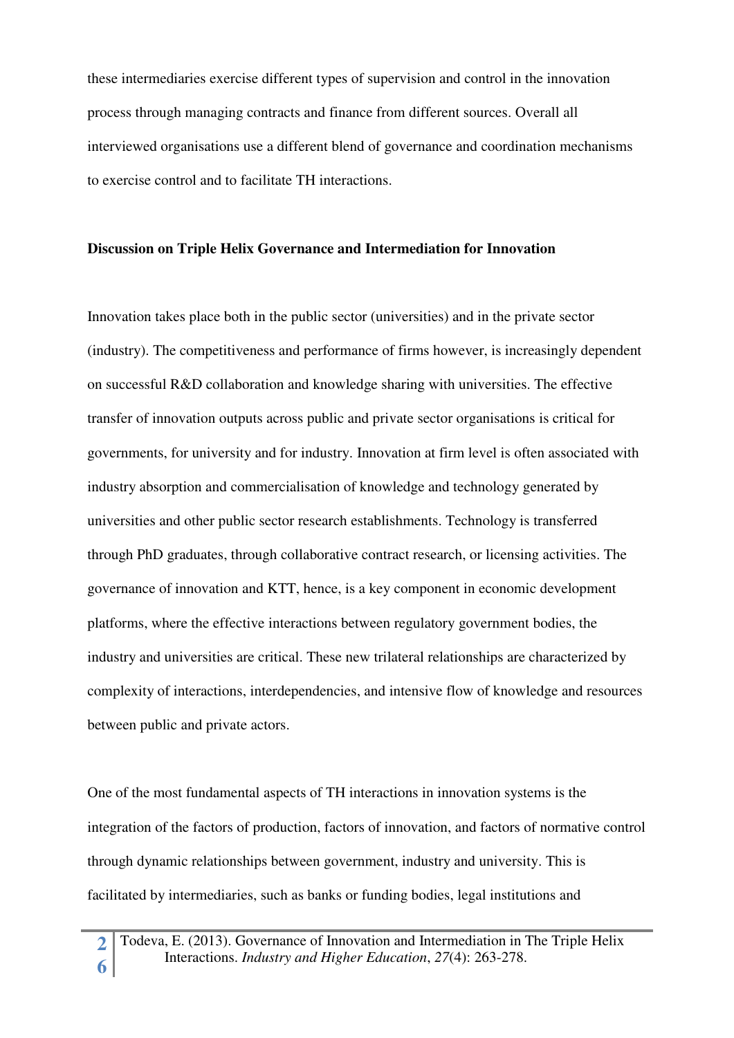these intermediaries exercise different types of supervision and control in the innovation process through managing contracts and finance from different sources. Overall all interviewed organisations use a different blend of governance and coordination mechanisms to exercise control and to facilitate TH interactions.

**Discussion on Triple Helix Governance and Intermediation for Innovation**

Innovation takes place both in the public sector (universities) and in the private sector (industry). The competitiveness and performance of firms however, is increasingly dependent on successful R&D collaboration and knowledge sharing with universities. The effective transfer of innovation outputs across public and private sector organisations is critical for governments, for university and for industry. Innovation at firm level is often associated with industry absorption and commercialisation of knowledge and technology generated by universities and other public sector research establishments. Technology is transferred through PhD graduates, through collaborative contract research, or licensing activities. The governance of innovation and KTT, hence, is a key component in economic development platforms, where the effective interactions between regulatory government bodies, the industry and universities are critical. These new trilateral relationships are characterized by complexity of interactions, interdependencies, and intensive flow of knowledge and resources between public and private actors.

One of the most fundamental aspects of TH interactions in innovation systems is the integration of the factors of production, factors of innovation, and factors of normative control through dynamic relationships between government, industry and university. This is facilitated by intermediaries, such as banks or funding bodies, legal institutions and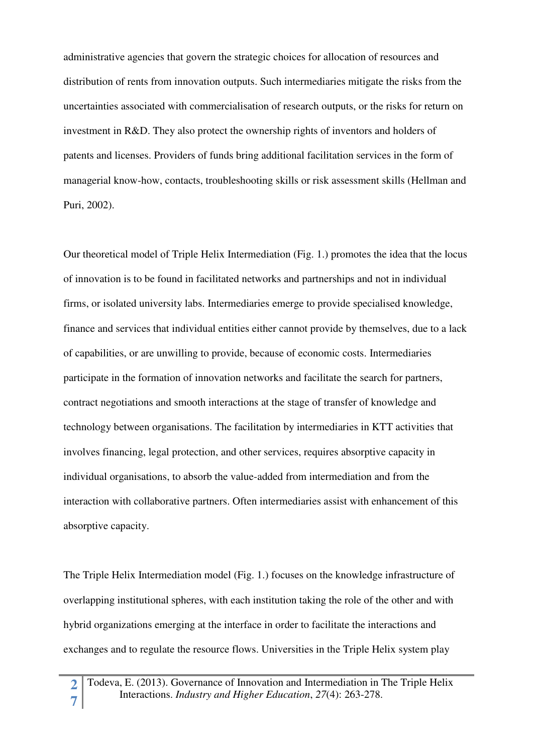administrative agencies that govern the strategic choices for allocation of resources and distribution of rents from innovation outputs. Such intermediaries mitigate the risks from the uncertainties associated with commercialisation of research outputs, or the risks for return on investment in R&D. They also protect the ownership rights of inventors and holders of patents and licenses. Providers of funds bring additional facilitation services in the form of managerial know-how, contacts, troubleshooting skills or risk assessment skills (Hellman and Puri, 2002).

Our theoretical model of Triple Helix Intermediation (Fig. 1.) promotes the idea that the locus of innovation is to be found in facilitated networks and partnerships and not in individual firms, or isolated university labs. Intermediaries emerge to provide specialised knowledge, finance and services that individual entities either cannot provide by themselves, due to a lack of capabilities, or are unwilling to provide, because of economic costs. Intermediaries participate in the formation of innovation networks and facilitate the search for partners, contract negotiations and smooth interactions at the stage of transfer of knowledge and technology between organisations. The facilitation by intermediaries in KTT activities that involves financing, legal protection, and other services, requires absorptive capacity in individual organisations, to absorb the value-added from intermediation and from the interaction with collaborative partners. Often intermediaries assist with enhancement of this absorptive capacity.

The Triple Helix Intermediation model (Fig. 1.) focuses on the knowledge infrastructure of overlapping institutional spheres, with each institution taking the role of the other and with hybrid organizations emerging at the interface in order to facilitate the interactions and exchanges and to regulate the resource flows. Universities in the Triple Helix system play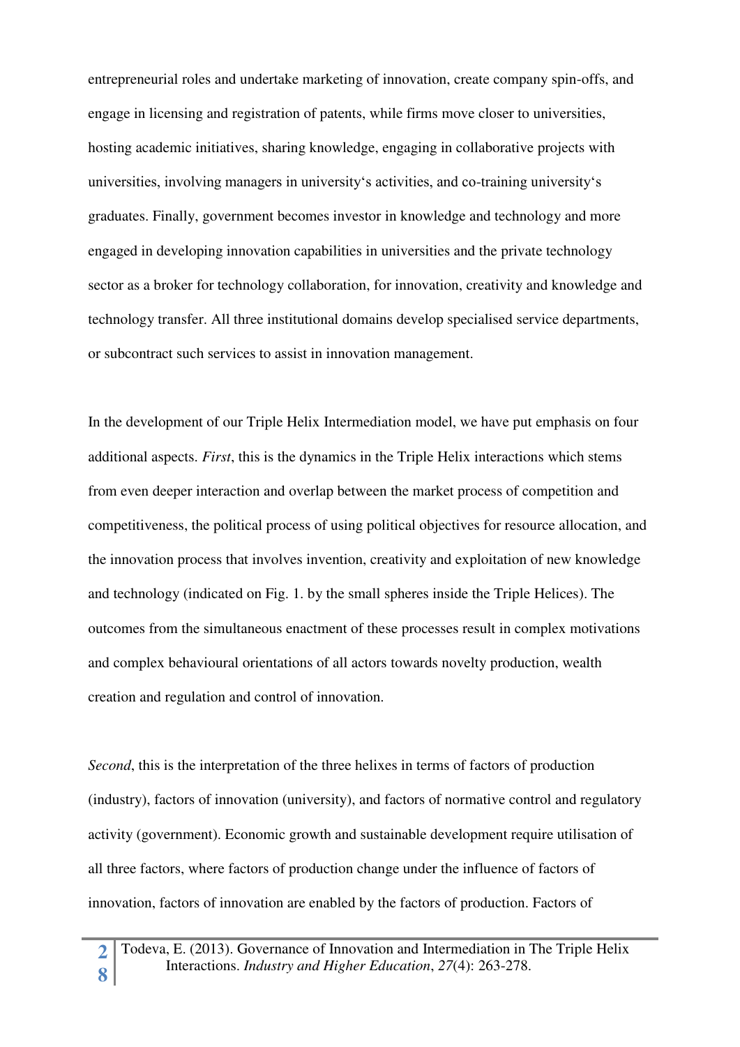entrepreneurial roles and undertake marketing of innovation, create company spin-offs, and engage in licensing and registration of patents, while firms move closer to universities, hosting academic initiatives, sharing knowledge, engaging in collaborative projects with universities, involving managers in university‘s activities, and co-training university‘s graduates. Finally, government becomes investor in knowledge and technology and more engaged in developing innovation capabilities in universities and the private technology sector as a broker for technology collaboration, for innovation, creativity and knowledge and technology transfer. All three institutional domains develop specialised service departments, or subcontract such services to assist in innovation management.

In the development of our Triple Helix Intermediation model, we have put emphasis on four additional aspects. *First*, this is the dynamics in the Triple Helix interactions which stems from even deeper interaction and overlap between the market process of competition and competitiveness, the political process of using political objectives for resource allocation, and the innovation process that involves invention, creativity and exploitation of new knowledge and technology (indicated on Fig. 1. by the small spheres inside the Triple Helices). The outcomes from the simultaneous enactment of these processes result in complex motivations and complex behavioural orientations of all actors towards novelty production, wealth creation and regulation and control of innovation.

*Second*, this is the interpretation of the three helixes in terms of factors of production (industry), factors of innovation (university), and factors of normative control and regulatory activity (government). Economic growth and sustainable development require utilisation of all three factors, where factors of production change under the influence of factors of innovation, factors of innovation are enabled by the factors of production. Factors of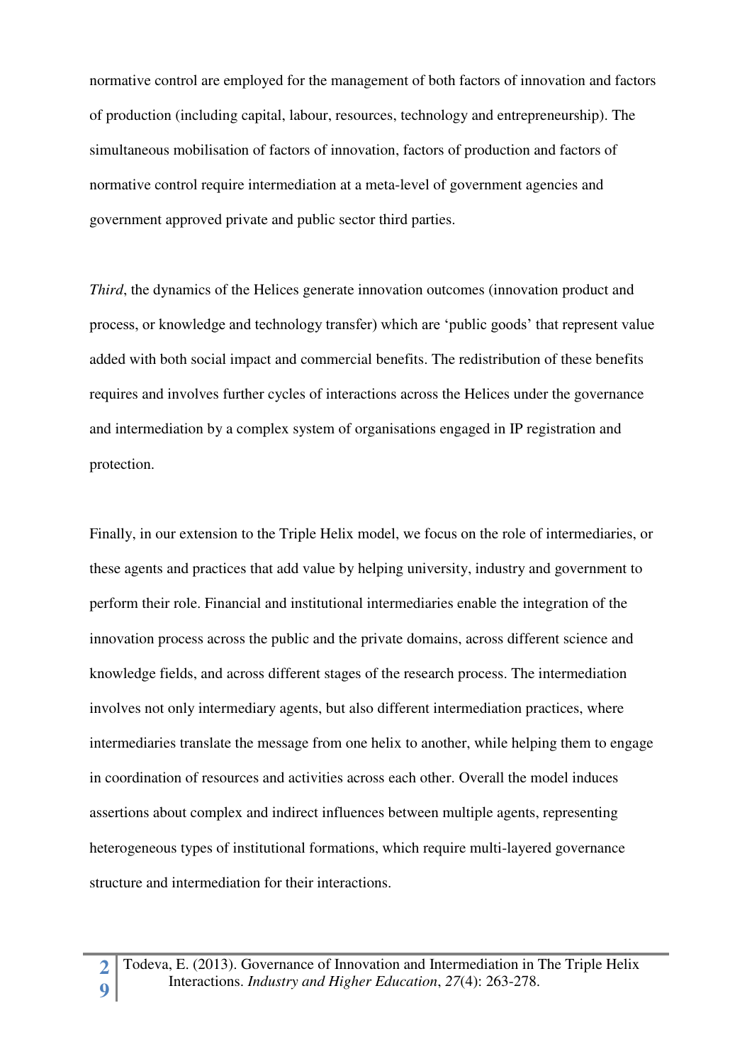normative control are employed for the management of both factors of innovation and factors of production (including capital, labour, resources, technology and entrepreneurship). The simultaneous mobilisation of factors of innovation, factors of production and factors of normative control require intermediation at a meta-level of government agencies and government approved private and public sector third parties.

*Third*, the dynamics of the Helices generate innovation outcomes (innovation product and process, or knowledge and technology transfer) which are 'public goods' that represent value added with both social impact and commercial benefits. The redistribution of these benefits requires and involves further cycles of interactions across the Helices under the governance and intermediation by a complex system of organisations engaged in IP registration and protection.

Finally, in our extension to the Triple Helix model, we focus on the role of intermediaries, or these agents and practices that add value by helping university, industry and government to perform their role. Financial and institutional intermediaries enable the integration of the innovation process across the public and the private domains, across different science and knowledge fields, and across different stages of the research process. The intermediation involves not only intermediary agents, but also different intermediation practices, where intermediaries translate the message from one helix to another, while helping them to engage in coordination of resources and activities across each other. Overall the model induces assertions about complex and indirect influences between multiple agents, representing heterogeneous types of institutional formations, which require multi-layered governance structure and intermediation for their interactions.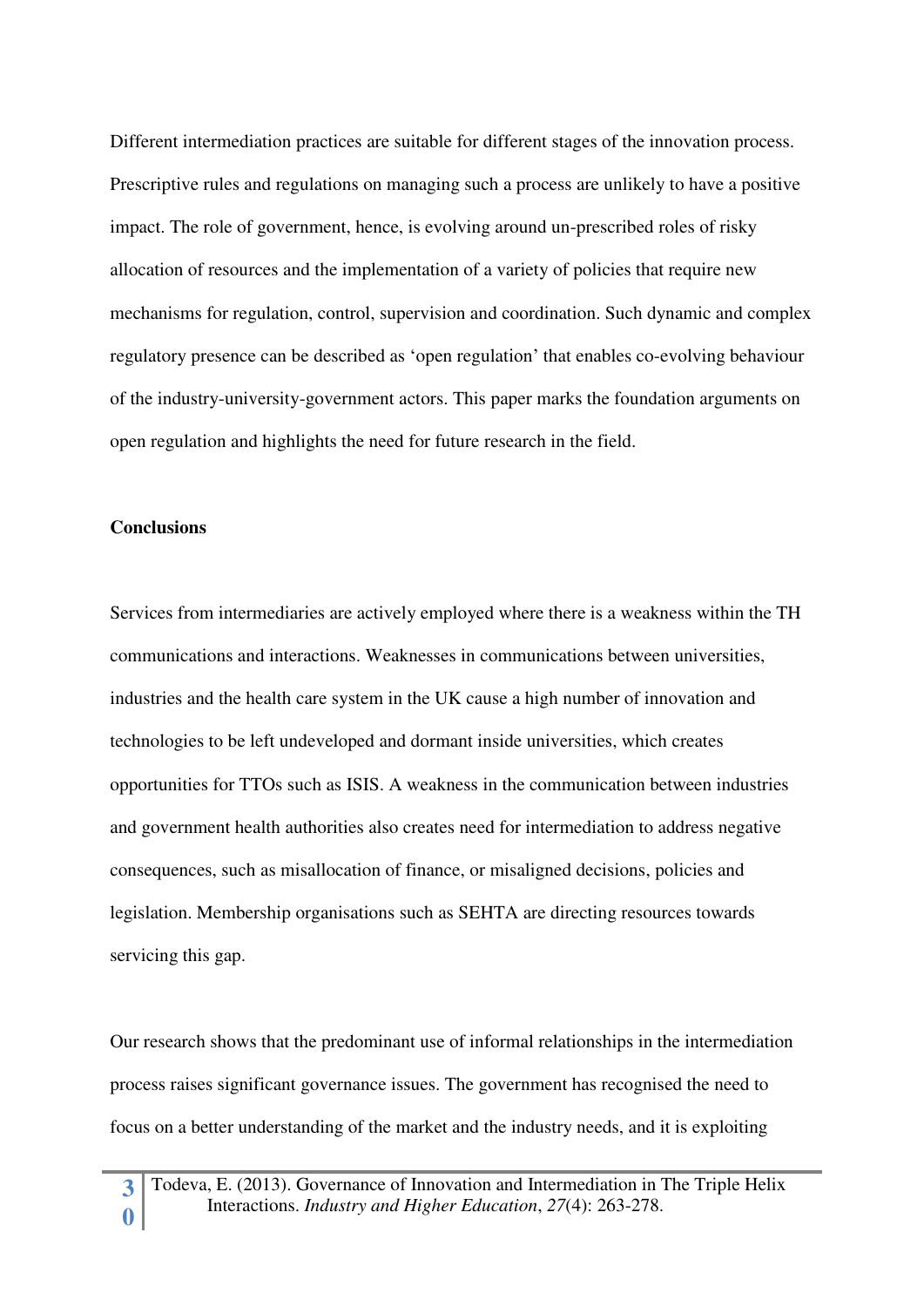Different intermediation practices are suitable for different stages of the innovation process. Prescriptive rules and regulations on managing such a process are unlikely to have a positive impact. The role of government, hence, is evolving around un-prescribed roles of risky allocation of resources and the implementation of a variety of policies that require new mechanisms for regulation, control, supervision and coordination. Such dynamic and complex regulatory presence can be described as 'open regulation' that enables co-evolving behaviour of the industry-university-government actors. This paper marks the foundation arguments on open regulation and highlights the need for future research in the field.

**Conclusions**

Services from intermediaries are actively employed where there is a weakness within the TH communications and interactions. Weaknesses in communications between universities, industries and the health care system in the UK cause a high number of innovation and technologies to be left undeveloped and dormant inside universities, which creates opportunities for TTOs such as ISIS. A weakness in the communication between industries and government health authorities also creates need for intermediation to address negative consequences, such as misallocation of finance, or misaligned decisions, policies and legislation. Membership organisations such as SEHTA are directing resources towards servicing this gap.

Our research shows that the predominant use of informal relationships in the intermediation process raises significant governance issues. The government has recognised the need to focus on a better understanding of the market and the industry needs, and it is exploiting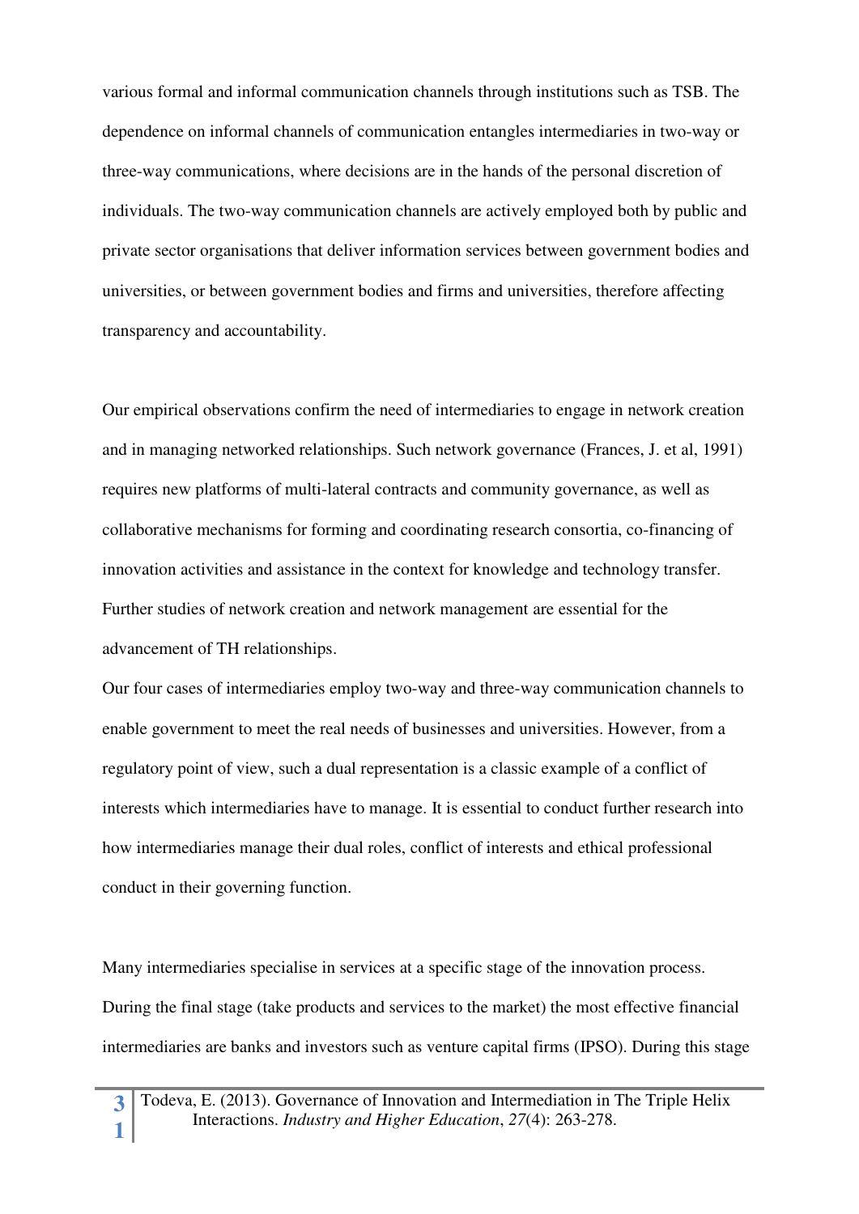various formal and informal communication channels through institutions such as TSB. The dependence on informal channels of communication entangles intermediaries in two-way or three-way communications, where decisions are in the hands of the personal discretion of individuals. The two-way communication channels are actively employed both by public and private sector organisations that deliver information services between government bodies and universities, or between government bodies and firms and universities, therefore affecting transparency and accountability.

Our empirical observations confirm the need of intermediaries to engage in network creation and in managing networked relationships. Such network governance (Frances, J. et al, 1991) requires new platforms of multi-lateral contracts and community governance, as well as collaborative mechanisms for forming and coordinating research consortia, co-financing of innovation activities and assistance in the context for knowledge and technology transfer. Further studies of network creation and network management are essential for the advancement of TH relationships.

Our four cases of intermediaries employ two-way and three-way communication channels to enable government to meet the real needs of businesses and universities. However, from a regulatory point of view, such a dual representation is a classic example of a conflict of interests which intermediaries have to manage. It is essential to conduct further research into how intermediaries manage their dual roles, conflict of interests and ethical professional conduct in their governing function.

Many intermediaries specialise in services at a specific stage of the innovation process. During the final stage (take products and services to the market) the most effective financial intermediaries are banks and investors such as venture capital firms (IPSO). During this stage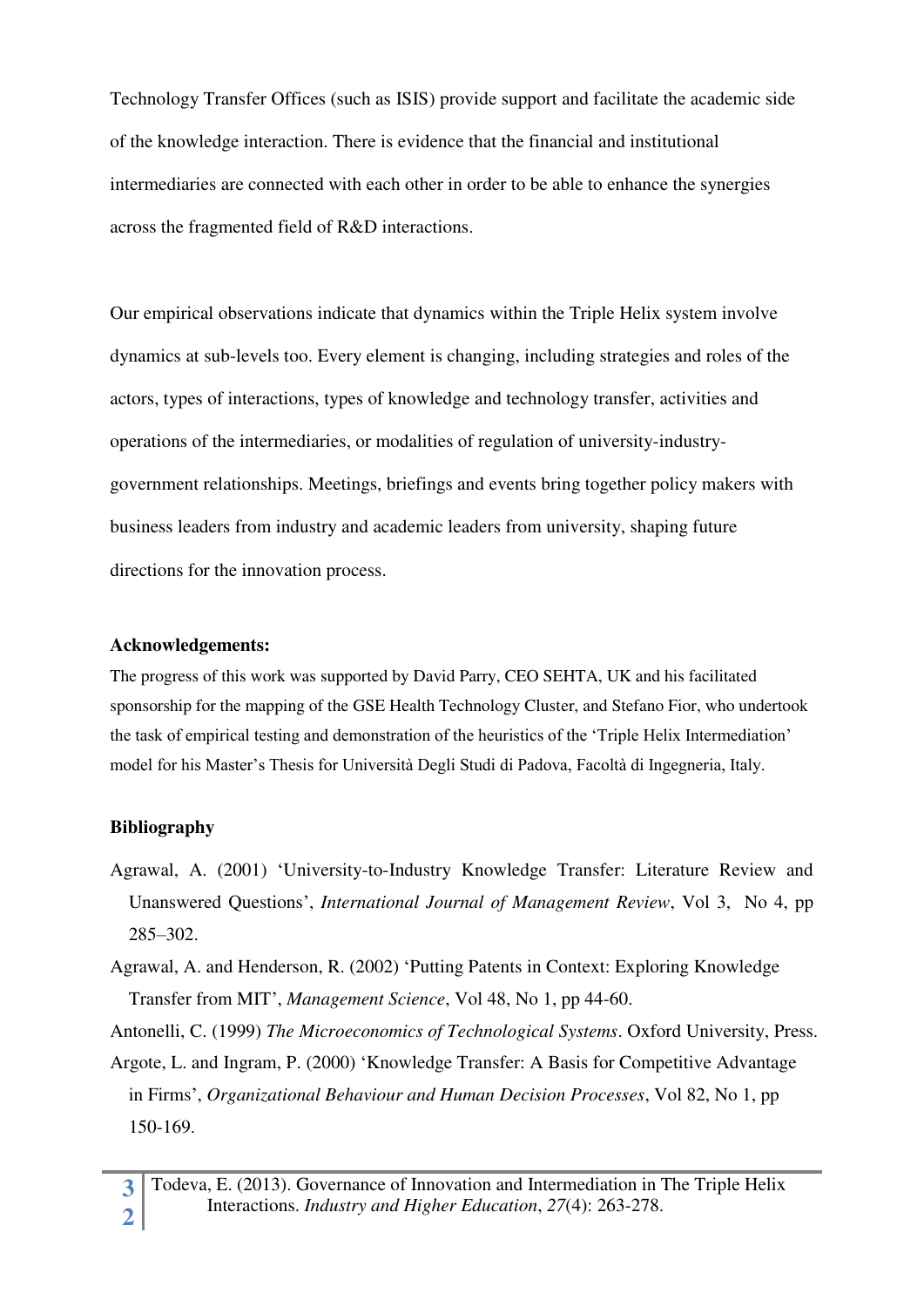Technology Transfer Offices (such as ISIS) provide support and facilitate the academic side of the knowledge interaction. There is evidence that the financial and institutional intermediaries are connected with each other in order to be able to enhance the synergies across the fragmented field of R&D interactions.

Our empirical observations indicate that dynamics within the Triple Helix system involve dynamics at sub-levels too. Every element is changing, including strategies and roles of the actors, types of interactions, types of knowledge and technology transfer, activities and operations of the intermediaries, or modalities of regulation of university-industry-government relationships. Meetings, briefings and events bring together policy makers with business leaders from industry and academic leaders from university, shaping future directions for the innovation process.

**Acknowledgements:**

The progress of this work was supported by David Parry, CEO SEHTA, UK and his facilitated sponsorship for the mapping of the GSE Health Technology Cluster, and Stefano Fior, who undertook the task of empirical testing and demonstration of the heuristics of the 'Triple Helix Intermediation' model for his Master's Thesis for Università Degli Studi di Padova, Facoltà di Ingegneria, Italy.

**Bibliography**

Agrawal, A. (2001) 'University-to-Industry Knowledge Transfer: Literature Review and Unanswered Questions', *International Journal of Management Review*, Vol 3, No 4, pp 285–302.

Agrawal, A. and Henderson, R. (2002) 'Putting Patents in Context: Exploring Knowledge Transfer from MIT', *Management Science*, Vol 48, No 1, pp 44-60.

Antonelli, C. (1999) *The Microeconomics of Technological Systems*. Oxford University, Press.

Argote, L. and Ingram, P. (2000) 'Knowledge Transfer: A Basis for Competitive Advantage in Firms', *Organizational Behaviour and Human Decision Processes*, Vol 82, No 1, pp 150-169.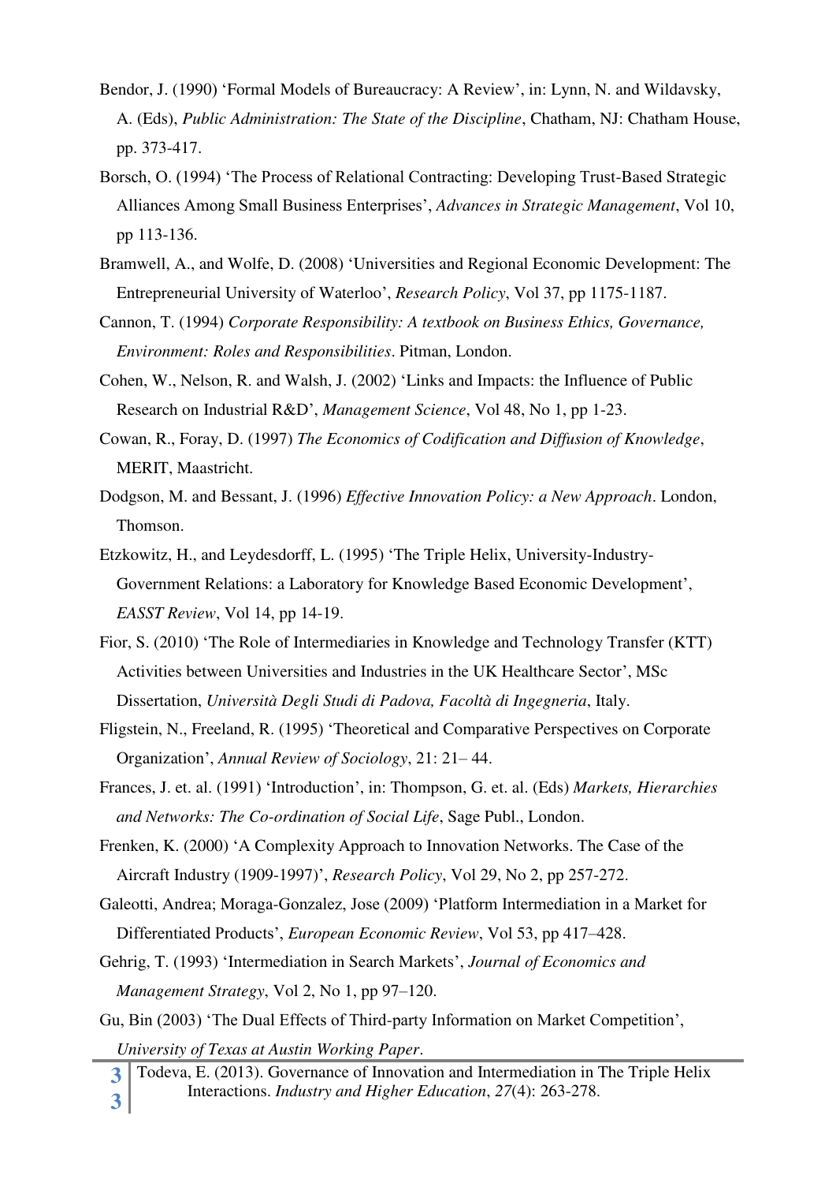Bendor, J. (1990) 'Formal Models of Bureaucracy: A Review', in: Lynn, N. and Wildavsky, A. (Eds), *Public Administration: The State of the Discipline*, Chatham, NJ: Chatham House, pp. 373-417.

Borsch, O. (1994) 'The Process of Relational Contracting: Developing Trust-Based Strategic Alliances Among Small Business Enterprises', *Advances in Strategic Management*, Vol 10, pp 113-136.

Bramwell, A., and Wolfe, D. (2008) 'Universities and Regional Economic Development: The Entrepreneurial University of Waterloo', *Research Policy*, Vol 37, pp 1175-1187.

Cannon, T. (1994) *Corporate Responsibility: A textbook on Business Ethics, Governance, Environment: Roles and Responsibilities*. Pitman, London.

Cohen, W., Nelson, R. and Walsh, J. (2002) 'Links and Impacts: the Influence of Public Research on Industrial R&D', *Management Science*, Vol 48, No 1, pp 1-23.

Cowan, R., Foray, D. (1997) *The Economics of Codification and Diffusion of Knowledge*, MERIT, Maastricht.

Dodgson, M. and Bessant, J. (1996) *Effective Innovation Policy: a New Approach*. London, Thomson.

Etzkowitz, H., and Leydesdorff, L. (1995) 'The Triple Helix, University-Industry-Government Relations: a Laboratory for Knowledge Based Economic Development', *EASST Review*, Vol 14, pp 14-19.

Fior, S. (2010) 'The Role of Intermediaries in Knowledge and Technology Transfer (KTT) Activities between Universities and Industries in the UK Healthcare Sector', MSc Dissertation, *Università Degli Studi di Padova, Facoltà di Ingegneria*, Italy.

Fligstein, N., Freeland, R. (1995) 'Theoretical and Comparative Perspectives on Corporate Organization', *Annual Review of Sociology*, 21: 21– 44.

Frances, J. et. al. (1991) 'Introduction', in: Thompson, G. et. al. (Eds) *Markets, Hierarchies and Networks: The Co-ordination of Social Life*, Sage Publ., London.

Frenken, K. (2000) 'A Complexity Approach to Innovation Networks. The Case of the Aircraft Industry (1909-1997)', *Research Policy*, Vol 29, No 2, pp 257-272.

Galeotti, Andrea; Moraga-Gonzalez, Jose (2009) 'Platform Intermediation in a Market for Differentiated Products', *European Economic Review*, Vol 53, pp 417–428.

Gehrig, T. (1993) 'Intermediation in Search Markets', *Journal of Economics and Management Strategy*, Vol 2, No 1, pp 97–120.

Gu, Bin (2003) 'The Dual Effects of Third-party Information on Market Competition', *University of Texas at Austin Working Paper*.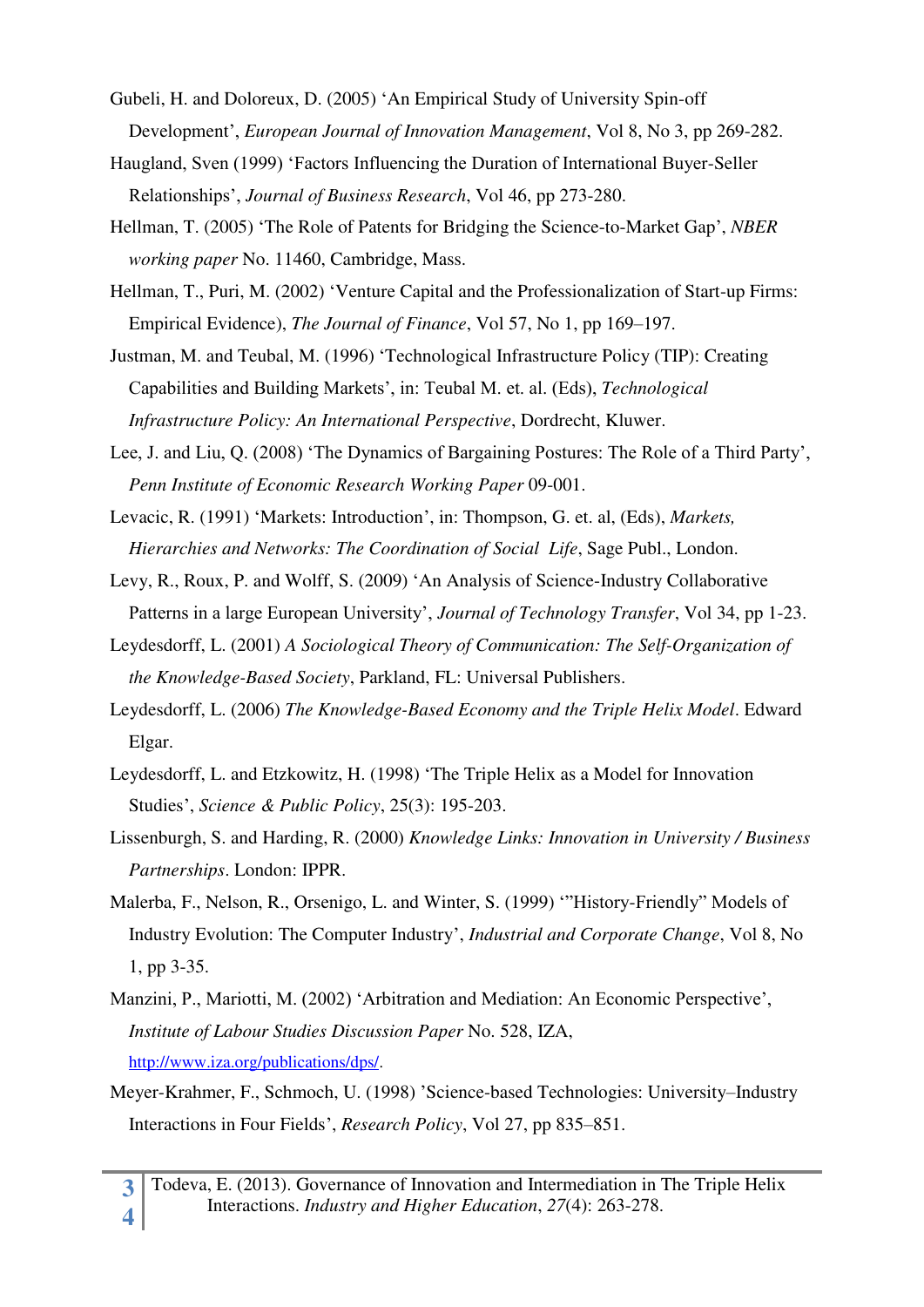Gubeli, H. and Doloreux, D. (2005) ‘An Empirical Study of University Spin-off Development’, *European Journal of Innovation Management*, Vol 8, No 3, pp 269-282.

Haugland, Sven (1999) ‘Factors Influencing the Duration of International Buyer-Seller Relationships’, *Journal of Business Research*, Vol 46, pp 273-280.

Hellman, T. (2005) ‘The Role of Patents for Bridging the Science-to-Market Gap’, *NBER working paper* No. 11460, Cambridge, Mass.

Hellman, T., Puri, M. (2002) ‘Venture Capital and the Professionalization of Start-up Firms: Empirical Evidence), *The Journal of Finance*, Vol 57, No 1, pp 169–197.

Justman, M. and Teubal, M. (1996) ‘Technological Infrastructure Policy (TIP): Creating Capabilities and Building Markets’, in: Teubal M. et. al. (Eds), *Technological Infrastructure Policy: An International Perspective*, Dordrecht, Kluwer.

Lee, J. and Liu, Q. (2008) ‘The Dynamics of Bargaining Postures: The Role of a Third Party’, *Penn Institute of Economic Research Working Paper* 09-001.

Levacic, R. (1991) ‘Markets: Introduction’, in: Thompson, G. et. al, (Eds), *Markets, Hierarchies and Networks: The Coordination of Social Life*, Sage Publ., London.

Levy, R., Roux, P. and Wolff, S. (2009) ‘An Analysis of Science-Industry Collaborative Patterns in a large European University’, *Journal of Technology Transfer*, Vol 34, pp 1-23.

Leydesdorff, L. (2001) *A Sociological Theory of Communication: The Self-Organization of the Knowledge-Based Society*, Parkland, FL: Universal Publishers.

Leydesdorff, L. (2006) *The Knowledge-Based Economy and the Triple Helix Model*. Edward Elgar.

Leydesdorff, L. and Etzkowitz, H. (1998) ‘The Triple Helix as a Model for Innovation Studies’, *Science & Public Policy*, 25(3): 195-203.

Lissenburgh, S. and Harding, R. (2000) *Knowledge Links: Innovation in University / Business Partnerships*. London: IPPR.

Malerba, F., Nelson, R., Orsenigo, L. and Winter, S. (1999) ‘”History-Friendly” Models of Industry Evolution: The Computer Industry’, *Industrial and Corporate Change*, Vol 8, No 1, pp 3-35.

Manzini, P., Mariotti, M. (2002) ‘Arbitration and Mediation: An Economic Perspective’, *Institute of Labour Studies Discussion Paper* No. 528, IZA, http://www.iza.org/publications/dps/.

Meyer-Krahmer, F., Schmoch, U. (1998) ’Science-based Technologies: University–Industry Interactions in Four Fields’, *Research Policy*, Vol 27, pp 835–851.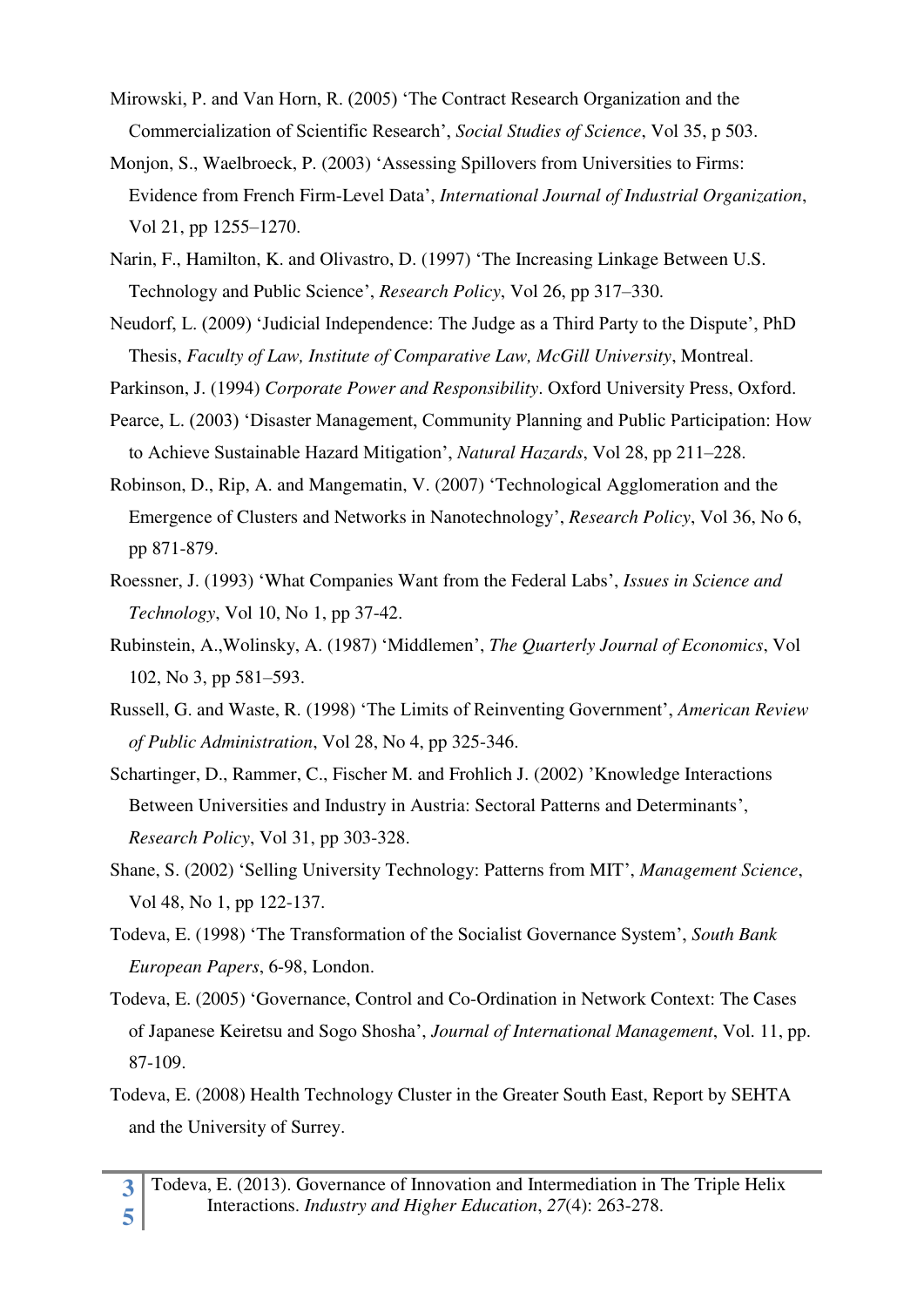Mirowski, P. and Van Horn, R. (2005) 'The Contract Research Organization and the Commercialization of Scientific Research', *Social Studies of Science*, Vol 35, p 503.

Monjon, S., Waelbroeck, P. (2003) 'Assessing Spillovers from Universities to Firms: Evidence from French Firm-Level Data', *International Journal of Industrial Organization*, Vol 21, pp 1255–1270.

Narin, F., Hamilton, K. and Olivastro, D. (1997) 'The Increasing Linkage Between U.S. Technology and Public Science', *Research Policy*, Vol 26, pp 317–330.

Neudorf, L. (2009) 'Judicial Independence: The Judge as a Third Party to the Dispute', PhD Thesis, *Faculty of Law, Institute of Comparative Law, McGill University*, Montreal.

Parkinson, J. (1994) *Corporate Power and Responsibility*. Oxford University Press, Oxford.

Pearce, L. (2003) 'Disaster Management, Community Planning and Public Participation: How to Achieve Sustainable Hazard Mitigation', *Natural Hazards*, Vol 28, pp 211–228.

Robinson, D., Rip, A. and Mangematin, V. (2007) 'Technological Agglomeration and the Emergence of Clusters and Networks in Nanotechnology', *Research Policy*, Vol 36, No 6, pp 871-879.

Roessner, J. (1993) 'What Companies Want from the Federal Labs', *Issues in Science and Technology*, Vol 10, No 1, pp 37-42.

Rubinstein, A.,Wolinsky, A. (1987) 'Middlemen', *The Quarterly Journal of Economics*, Vol 102, No 3, pp 581–593.

Russell, G. and Waste, R. (1998) 'The Limits of Reinventing Government', *American Review of Public Administration*, Vol 28, No 4, pp 325-346.

Schartinger, D., Rammer, C., Fischer M. and Frohlich J. (2002) 'Knowledge Interactions Between Universities and Industry in Austria: Sectoral Patterns and Determinants', *Research Policy*, Vol 31, pp 303-328.

Shane, S. (2002) 'Selling University Technology: Patterns from MIT', *Management Science*, Vol 48, No 1, pp 122-137.

Todeva, E. (1998) 'The Transformation of the Socialist Governance System', *South Bank European Papers*, 6-98, London.

Todeva, E. (2005) 'Governance, Control and Co-Ordination in Network Context: The Cases of Japanese Keiretsu and Sogo Shosha', *Journal of International Management*, Vol. 11, pp. 87-109.

Todeva, E. (2008) Health Technology Cluster in the Greater South East, Report by SEHTA and the University of Surrey.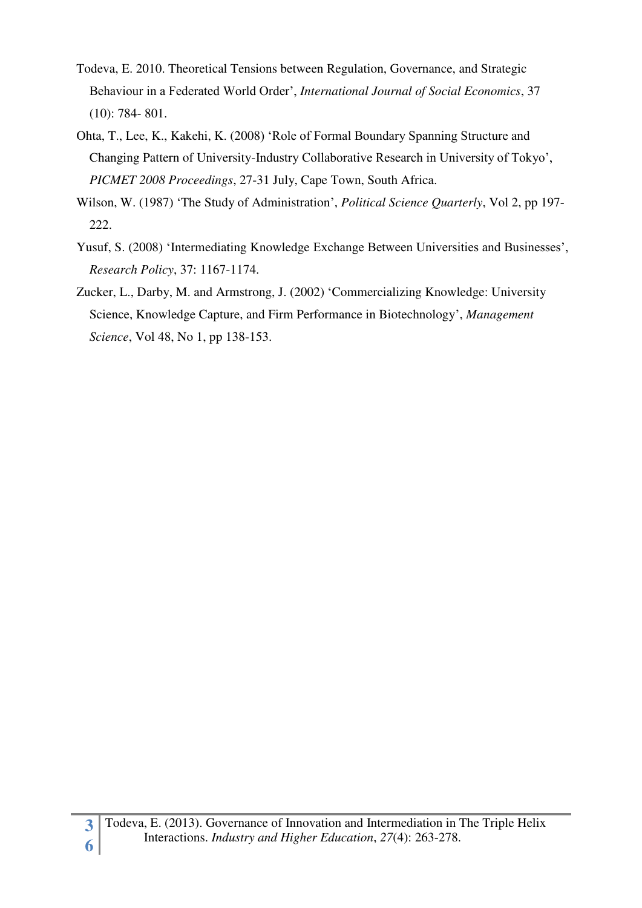Todeva, E. 2010. Theoretical Tensions between Regulation, Governance, and Strategic Behaviour in a Federated World Order', *International Journal of Social Economics*, 37 (10): 784- 801.

Ohta, T., Lee, K., Kakehi, K. (2008) 'Role of Formal Boundary Spanning Structure and Changing Pattern of University-Industry Collaborative Research in University of Tokyo', *PICMET 2008 Proceedings*, 27-31 July, Cape Town, South Africa.

Wilson, W. (1987) 'The Study of Administration', *Political Science Quarterly*, Vol 2, pp 197-222.

Yusuf, S. (2008) 'Intermediating Knowledge Exchange Between Universities and Businesses', *Research Policy*, 37: 1167-1174.

Zucker, L., Darby, M. and Armstrong, J. (2002) 'Commercializing Knowledge: University Science, Knowledge Capture, and Firm Performance in Biotechnology', *Management Science*, Vol 48, No 1, pp 138-153.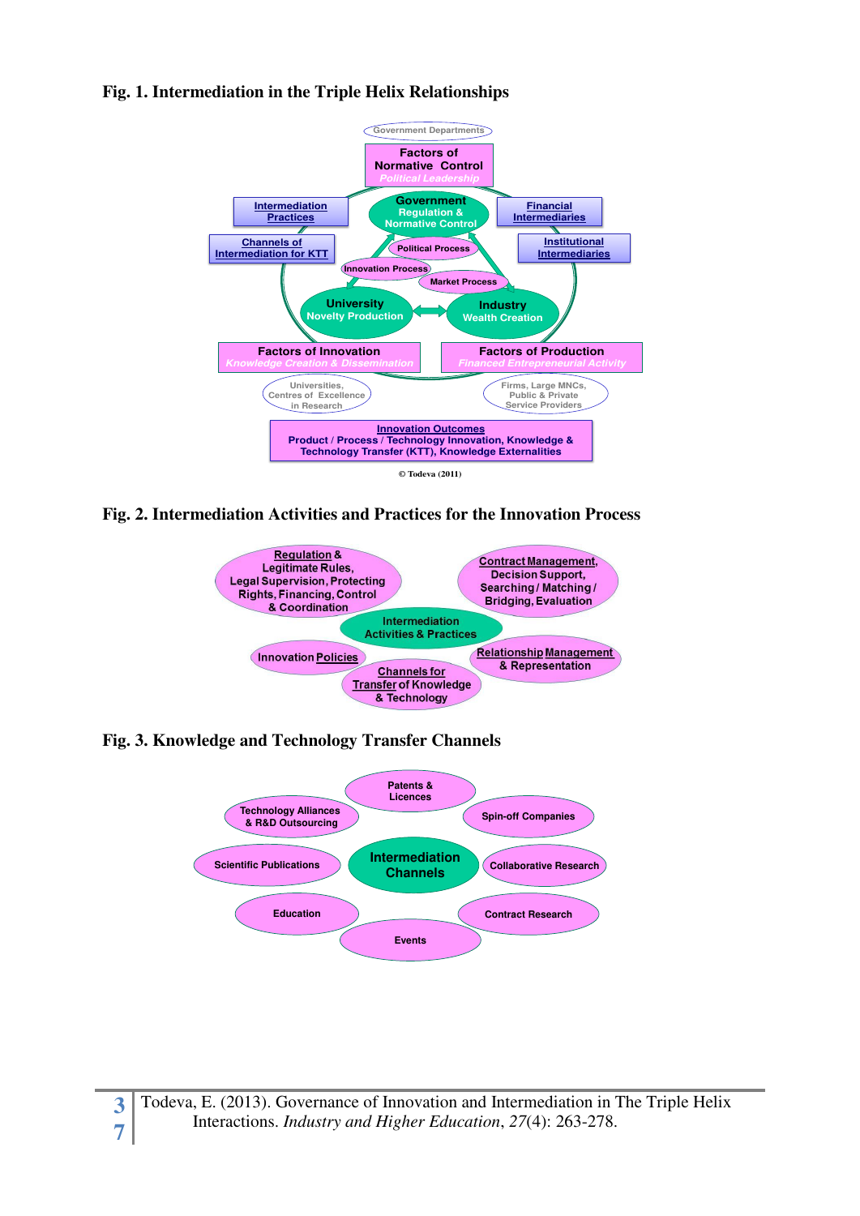**Fig. 1. Intermediation in the Triple Helix Relationships**

Government Departments

Factors of Normative Control
Political Leadership

Government
Regulation & Normative Control

Intermediation Practices

Financial Intermediaries

Channels of Intermediation for KTT

Institutional Intermediaries

Political Process

Innovation Process

Market Process

University
Novelty Production

Industry
Wealth Creation

Factors of Innovation
Knowledge Creation & Dissemination

Factors of Production
Financed Entrepreneurial Activity

Universities, Centres of Excellence in Research

Firms, Large MNCs, Public & Private Service Providers

Innovation Outcomes
Product / Process / Technology Innovation, Knowledge & Technology Transfer (KTT), Knowledge Externalities

© Todeva (2011)

**Fig. 2. Intermediation Activities and Practices for the Innovation Process**

Regulation & Legitimate Rules, Legal Supervision, Protecting Rights, Financing, Control & Coordination

Contract Management, Decision Support, Searching / Matching / Bridging, Evaluation

Intermediation Activities & Practices

Innovation Policies

Relationship Management & Representation

Channels for Transfer of Knowledge & Technology

**Fig. 3. Knowledge and Technology Transfer Channels**

Patents & Licences

Technology Alliances & R&D Outsourcing

Spin-off Companies

Scientific Publications

Intermediation Channels

Collaborative Research

Education

Contract Research

Events

Todeva, E. (2013). Governance of Innovation and Intermediation in The Triple Helix Interactions. *Industry and Higher Education*, *27*(4): 263-278.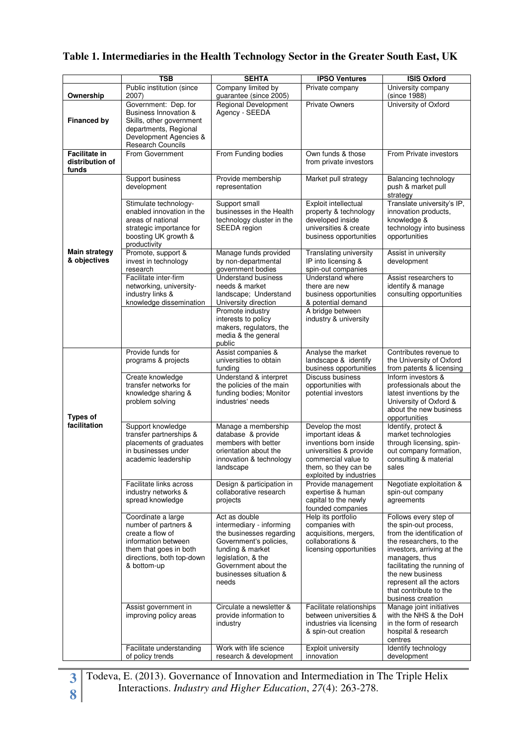**Table 1. Intermediaries in the Health Technology Sector in the Greater South East, UK**

| | TSB | SEHTA | IPSO Ventures | ISIS Oxford |
|---|---|---|---|---|
| **Ownership** | Public institution (since 2007) | Company limited by guarantee (since 2005) | Private company | University company (since 1988) |
| **Financed by** | Government: Dep. for Business Innovation & Skills, other government departments, Regional Development Agencies & Research Councils | Regional Development Agency - SEEDA | Private Owners | University of Oxford |
| **Facilitate in distribution of funds** | From Government | From Funding bodies | Own funds & those from private investors | From Private investors |
| **Main strategy & objectives** | Support business development | Provide membership representation | Market pull strategy | Balancing technology push & market pull strategy |
| | Stimulate technology-enabled innovation in the areas of national strategic importance for boosting UK growth & productivity | Support small businesses in the Health technology cluster in the SEEDA region | Exploit intellectual property & technology developed inside universities & create business opportunities | Translate university's IP, innovation products, knowledge & technology into business opportunities |
| | Promote, support & invest in technology research | Manage funds provided by non-departmental government bodies | Translating university IP into licensing & spin-out companies | Assist in university development |
| | Facilitate inter-firm networking, university-industry links & knowledge dissemination | Understand business needs & market landscape; Understand University direction | Understand where there are new business opportunities & potential demand | Assist researchers to identify & manage consulting opportunities |
| | | Promote industry interests to policy makers, regulators, the media & the general public | A bridge between industry & university | |
| **Types of facilitation** | Provide funds for programs & projects | Assist companies & universities to obtain funding | Analyse the market landscape & identify business opportunities | Contributes revenue to the University of Oxford from patents & licensing |
| | Create knowledge transfer networks for knowledge sharing & problem solving | Understand & interpret the policies of the main funding bodies; Monitor industries' needs | Discuss business opportunities with potential investors | Inform investors & professionals about the latest inventions by the University of Oxford & about the new business opportunities |
| | Support knowledge transfer partnerships & placements of graduates in businesses under academic leadership | Manage a membership database & provide members with better orientation about the innovation & technology landscape | Develop the most important ideas & inventions born inside universities & provide commercial value to them, so they can be exploited by industries | Identify, protect & market technologies through licensing, spin-out company formation, consulting & material sales |
| | Facilitate links across industry networks & spread knowledge | Design & participation in collaborative research projects | Provide management expertise & human capital to the newly founded companies | Negotiate exploitation & spin-out company agreements |
| | Coordinate a large number of partners & create a flow of information between them that goes in both directions, both top-down & bottom-up | Act as double intermediary - informing the businesses regarding Government's policies, funding & market legislation, & the Government about the businesses situation & needs | Help its portfolio companies with acquisitions, mergers, collaborations & licensing opportunities | Follows every step of the spin-out process, from the identification of the researchers, to the investors, arriving at the managers, thus facilitating the running of the new business represent all the actors that contribute to the business creation |
| | Assist government in improving policy areas | Circulate a newsletter & provide information to industry | Facilitate relationships between universities & industries via licensing & spin-out creation | Manage joint initiatives with the NHS & the DoH in the form of research hospital & research centres |
| | Facilitate understanding of policy trends | Work with life science research & development | Exploit university innovation | Identify technology development |

Todeva, E. (2013). Governance of Innovation and Intermediation in The Triple Helix Interactions. *Industry and Higher Education*, *27*(4): 263-278.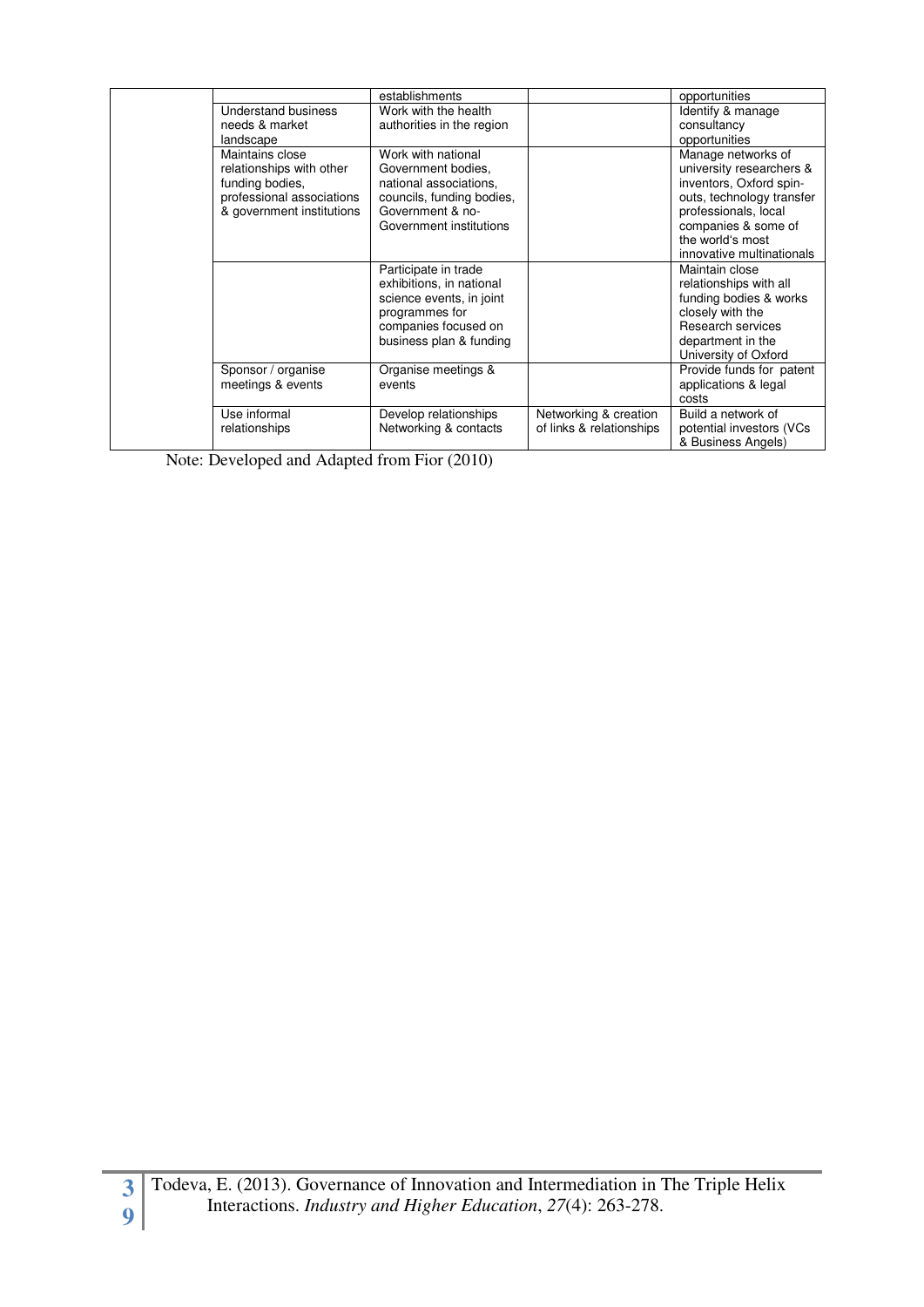| | | | | |
|---|---|---|---|---|
| | | establishments | | opportunities |
| | Understand business needs & market landscape | Work with the health authorities in the region | | Identify & manage consultancy opportunities |
| | Maintains close relationships with other funding bodies, professional associations & government institutions | Work with national Government bodies, national associations, councils, funding bodies, Government & no-Government institutions | | Manage networks of university researchers & inventors, Oxford spin-outs, technology transfer professionals, local companies & some of the world's most innovative multinationals |
| | | Participate in trade exhibitions, in national science events, in joint programmes for companies focused on business plan & funding | | Maintain close relationships with all funding bodies & works closely with the Research services department in the University of Oxford |
| | Sponsor / organise meetings & events | Organise meetings & events | | Provide funds for patent applications & legal costs |
| | Use informal relationships | Develop relationships Networking & contacts | Networking & creation of links & relationships | Build a network of potential investors (VCs & Business Angels) |

Note: Developed and Adapted from Fior (2010)